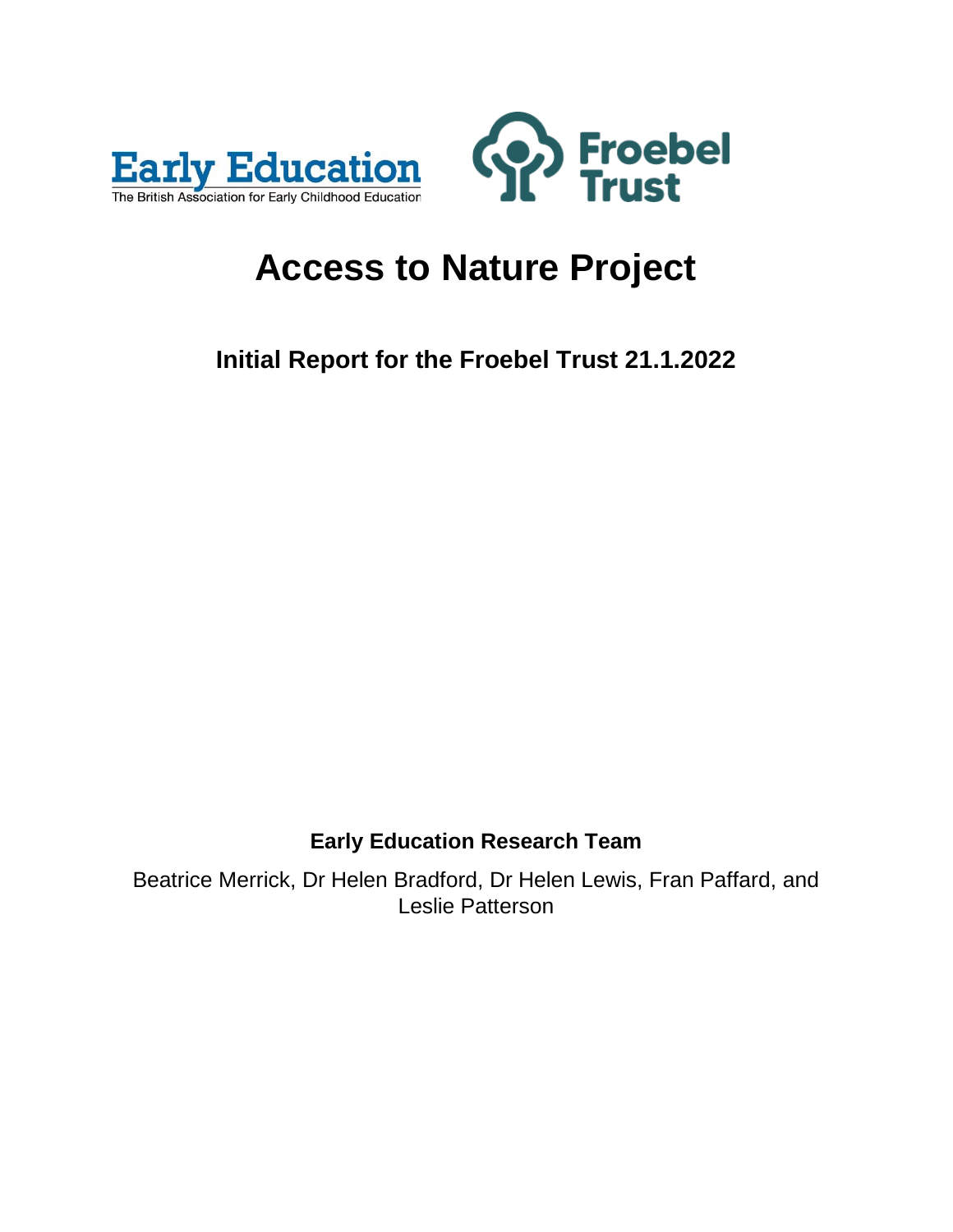Early Education
The British Association for Early Childhood Education

Froebel Trust

# Access to Nature Project

## Initial Report for the Froebel Trust 21.1.2022

**Early Education Research Team**

Beatrice Merrick, Dr Helen Bradford, Dr Helen Lewis, Fran Paffard, and Leslie Patterson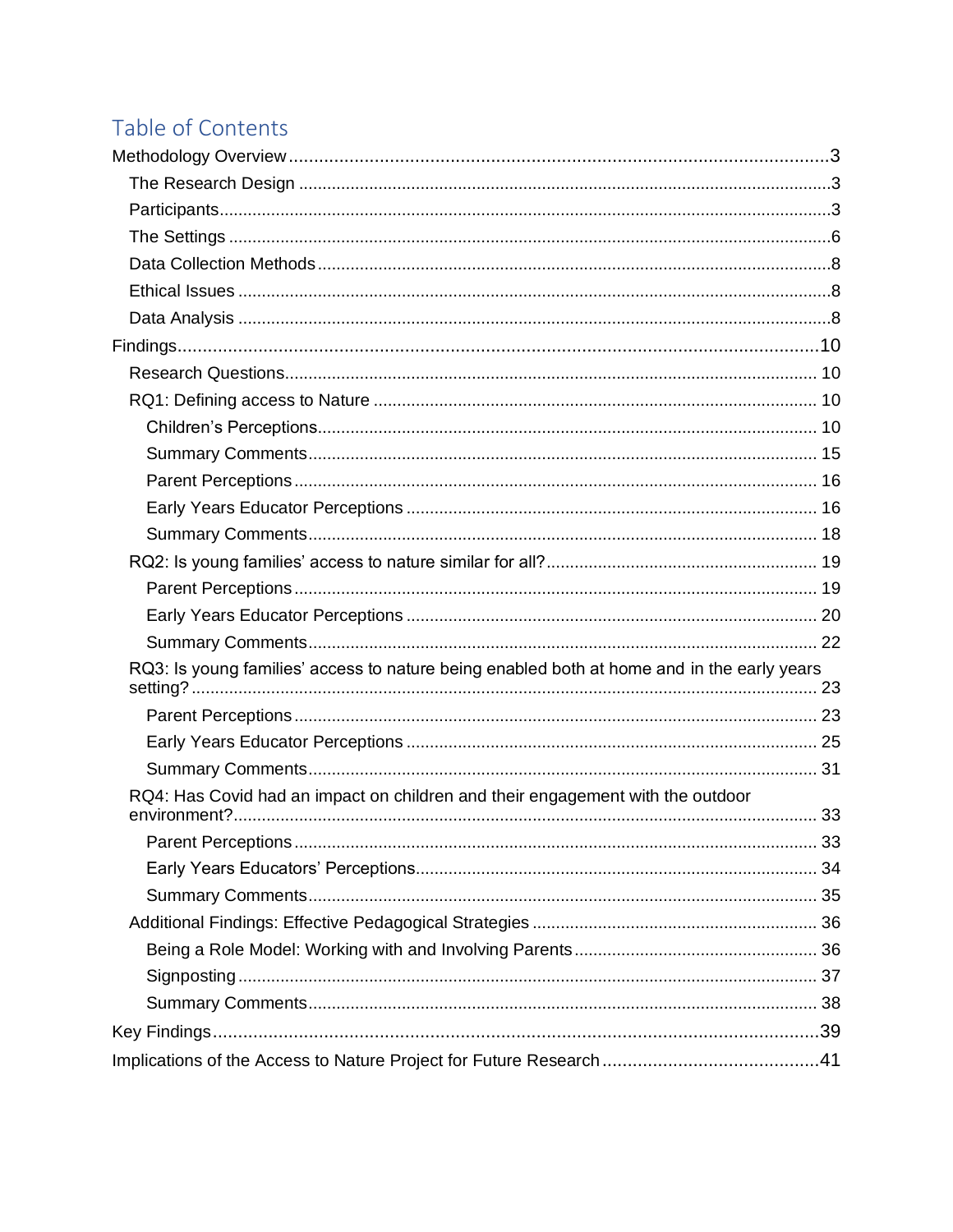# Table of Contents

- Methodology Overview ... 3
  - The Research Design ... 3
  - Participants ... 3
  - The Settings ... 6
  - Data Collection Methods ... 8
  - Ethical Issues ... 8
  - Data Analysis ... 8
- Findings ... 10
  - Research Questions ... 10
  - RQ1: Defining access to Nature ... 10
    - Children's Perceptions ... 10
    - Summary Comments ... 15
    - Parent Perceptions ... 16
    - Early Years Educator Perceptions ... 16
    - Summary Comments ... 18
  - RQ2: Is young families' access to nature similar for all? ... 19
    - Parent Perceptions ... 19
    - Early Years Educator Perceptions ... 20
    - Summary Comments ... 22
  - RQ3: Is young families' access to nature being enabled both at home and in the early years setting? ... 23
    - Parent Perceptions ... 23
    - Early Years Educator Perceptions ... 25
    - Summary Comments ... 31
  - RQ4: Has Covid had an impact on children and their engagement with the outdoor environment? ... 33
    - Parent Perceptions ... 33
    - Early Years Educators' Perceptions ... 34
    - Summary Comments ... 35
  - Additional Findings: Effective Pedagogical Strategies ... 36
    - Being a Role Model: Working with and Involving Parents ... 36
    - Signposting ... 37
    - Summary Comments ... 38
- Key Findings ... 39
- Implications of the Access to Nature Project for Future Research ... 41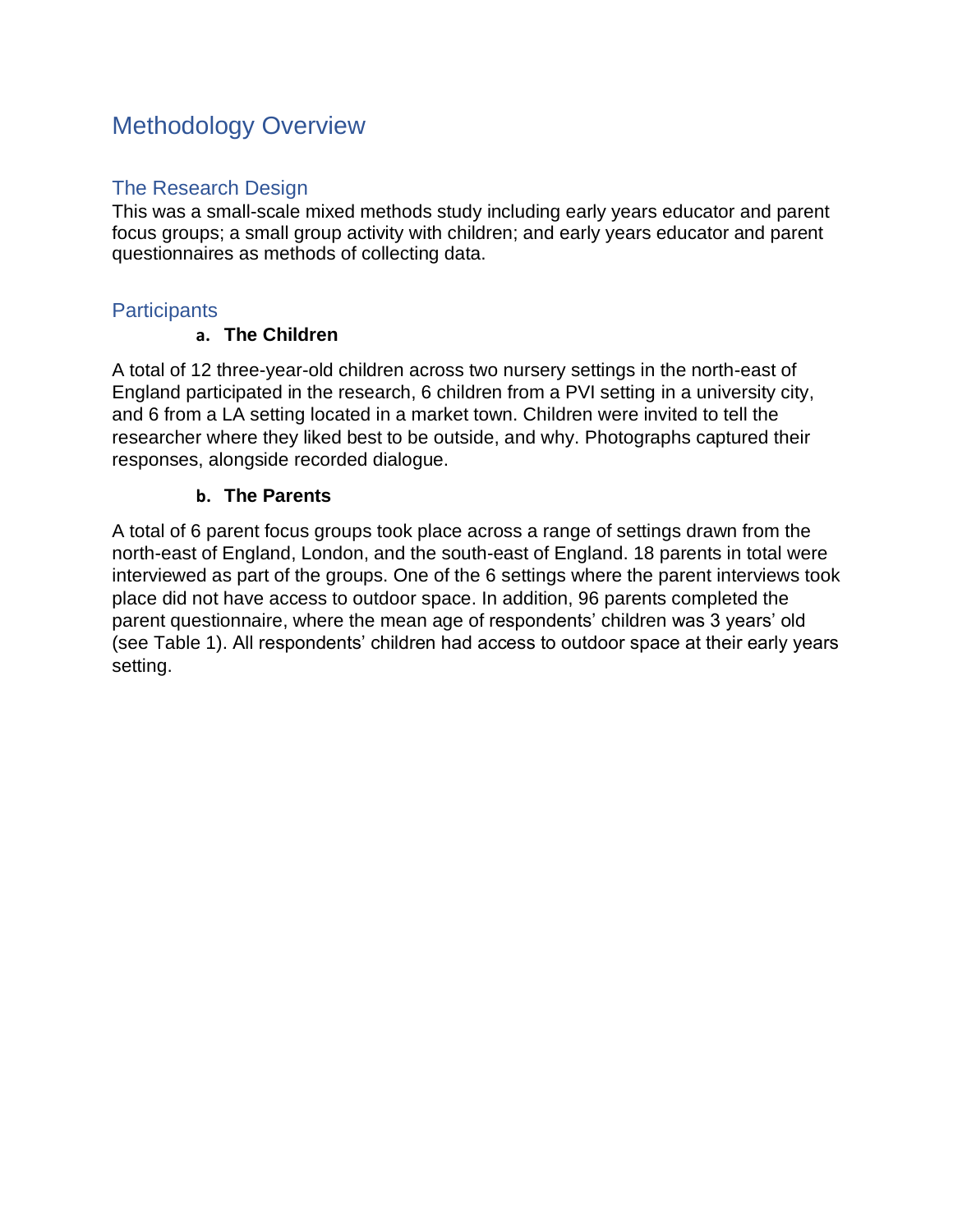## Methodology Overview

### The Research Design

This was a small-scale mixed methods study including early years educator and parent focus groups; a small group activity with children; and early years educator and parent questionnaires as methods of collecting data.

### Participants

**a. The Children**

A total of 12 three-year-old children across two nursery settings in the north-east of England participated in the research, 6 children from a PVI setting in a university city, and 6 from a LA setting located in a market town. Children were invited to tell the researcher where they liked best to be outside, and why. Photographs captured their responses, alongside recorded dialogue.

**b. The Parents**

A total of 6 parent focus groups took place across a range of settings drawn from the north-east of England, London, and the south-east of England. 18 parents in total were interviewed as part of the groups. One of the 6 settings where the parent interviews took place did not have access to outdoor space. In addition, 96 parents completed the parent questionnaire, where the mean age of respondents' children was 3 years' old (see Table 1). All respondents' children had access to outdoor space at their early years setting.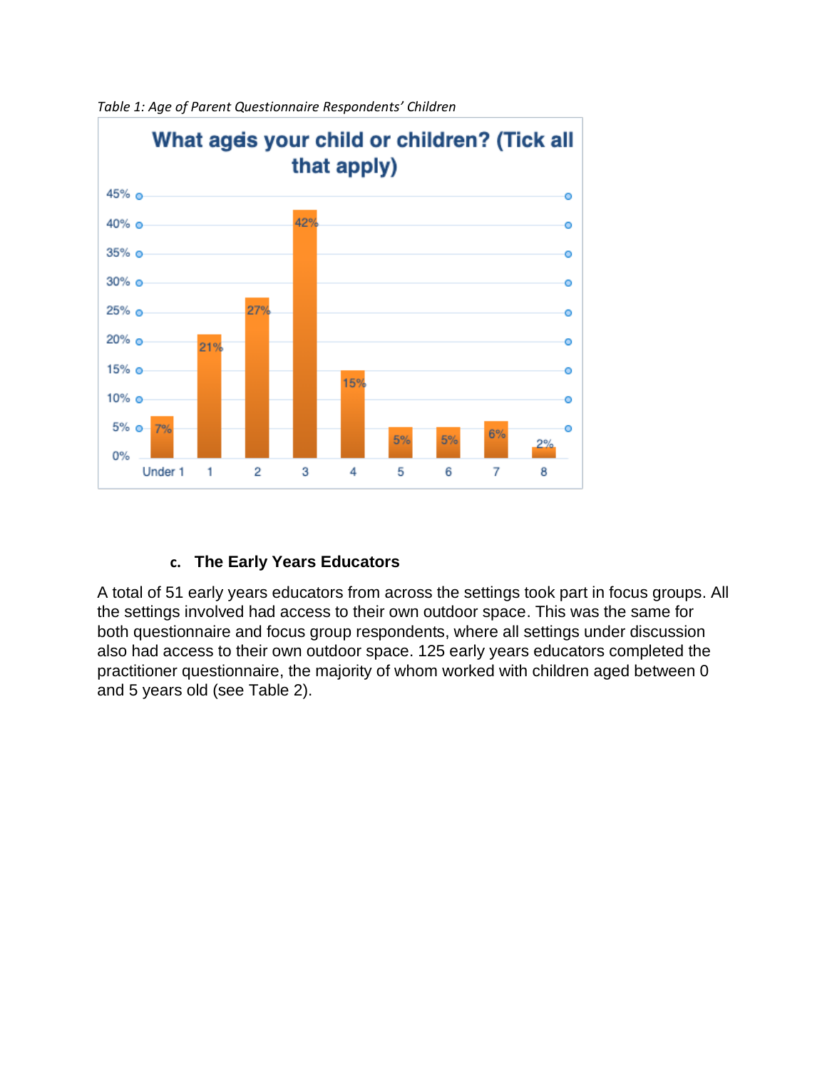*Table 1: Age of Parent Questionnaire Respondents' Children*

**What age is your child or children? (Tick all that apply)**

| Age | Under 1 | 1 | 2 | 3 | 4 | 5 | 6 | 7 | 8 |
|---|---|---|---|---|---|---|---|---|---|
| % | 7% | 21% | 27% | 42% | 15% | 5% | 5% | 6% | 2% |

### c. The Early Years Educators

A total of 51 early years educators from across the settings took part in focus groups. All the settings involved had access to their own outdoor space. This was the same for both questionnaire and focus group respondents, where all settings under discussion also had access to their own outdoor space. 125 early years educators completed the practitioner questionnaire, the majority of whom worked with children aged between 0 and 5 years old (see Table 2).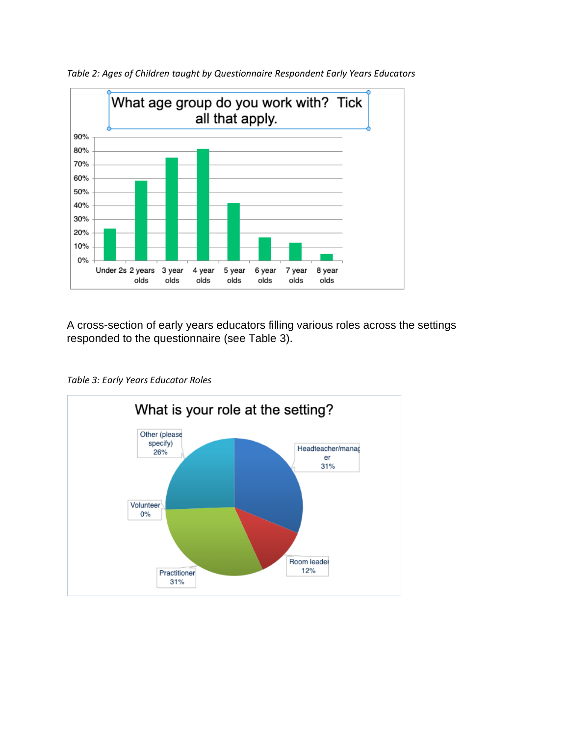*Table 2: Ages of Children taught by Questionnaire Respondent Early Years Educators*

A cross-section of early years educators filling various roles across the settings responded to the questionnaire (see Table 3).

*Table 3: Early Years Educator Roles*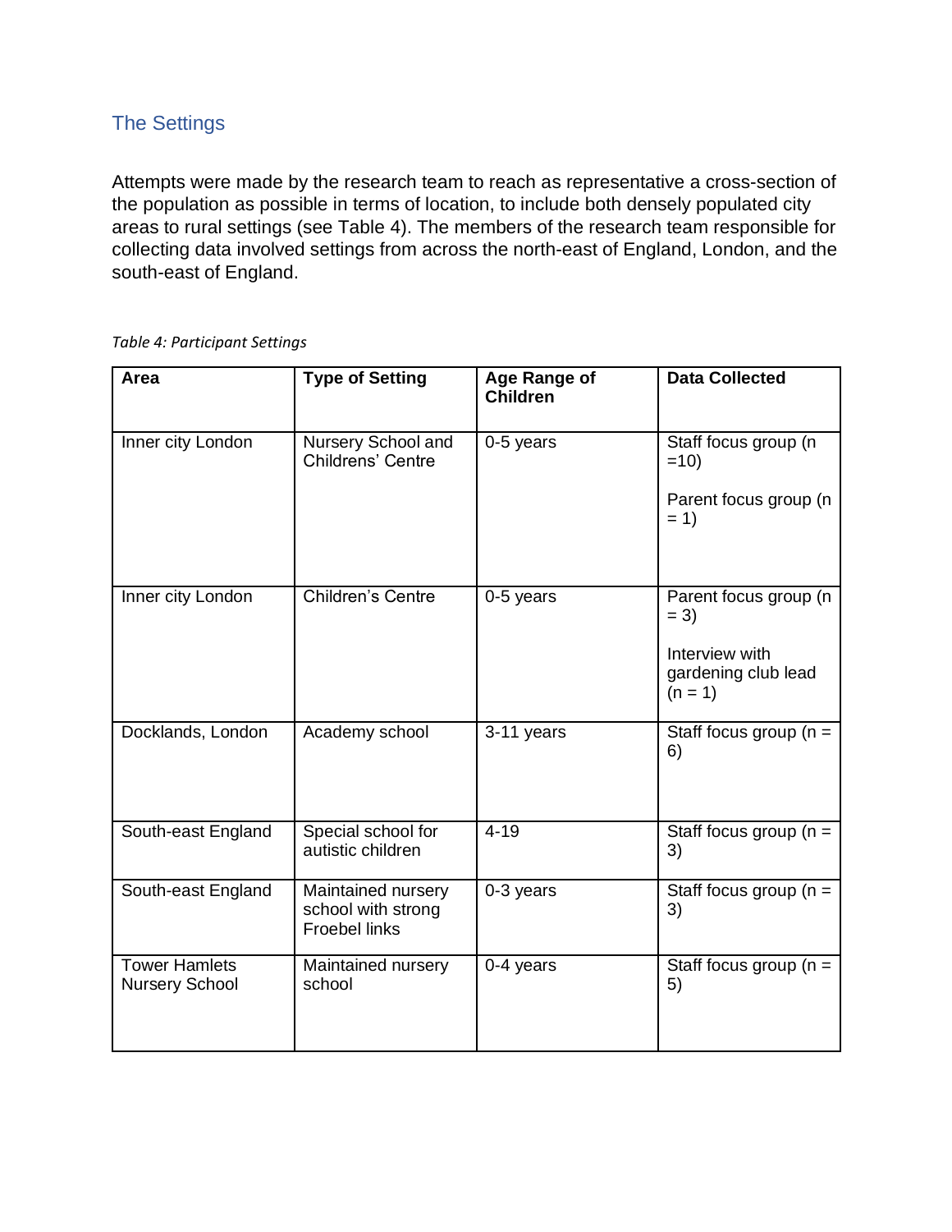## The Settings

Attempts were made by the research team to reach as representative a cross-section of the population as possible in terms of location, to include both densely populated city areas to rural settings (see Table 4). The members of the research team responsible for collecting data involved settings from across the north-east of England, London, and the south-east of England.

*Table 4: Participant Settings*

| Area | Type of Setting | Age Range of Children | Data Collected |
|---|---|---|---|
| Inner city London | Nursery School and Childrens' Centre | 0-5 years | Staff focus group (n =10)<br><br>Parent focus group (n = 1) |
| Inner city London | Children's Centre | 0-5 years | Parent focus group (n = 3)<br><br>Interview with gardening club lead (n = 1) |
| Docklands, London | Academy school | 3-11 years | Staff focus group (n = 6) |
| South-east England | Special school for autistic children | 4-19 | Staff focus group (n = 3) |
| South-east England | Maintained nursery school with strong Froebel links | 0-3 years | Staff focus group (n = 3) |
| Tower Hamlets Nursery School | Maintained nursery school | 0-4 years | Staff focus group (n = 5) |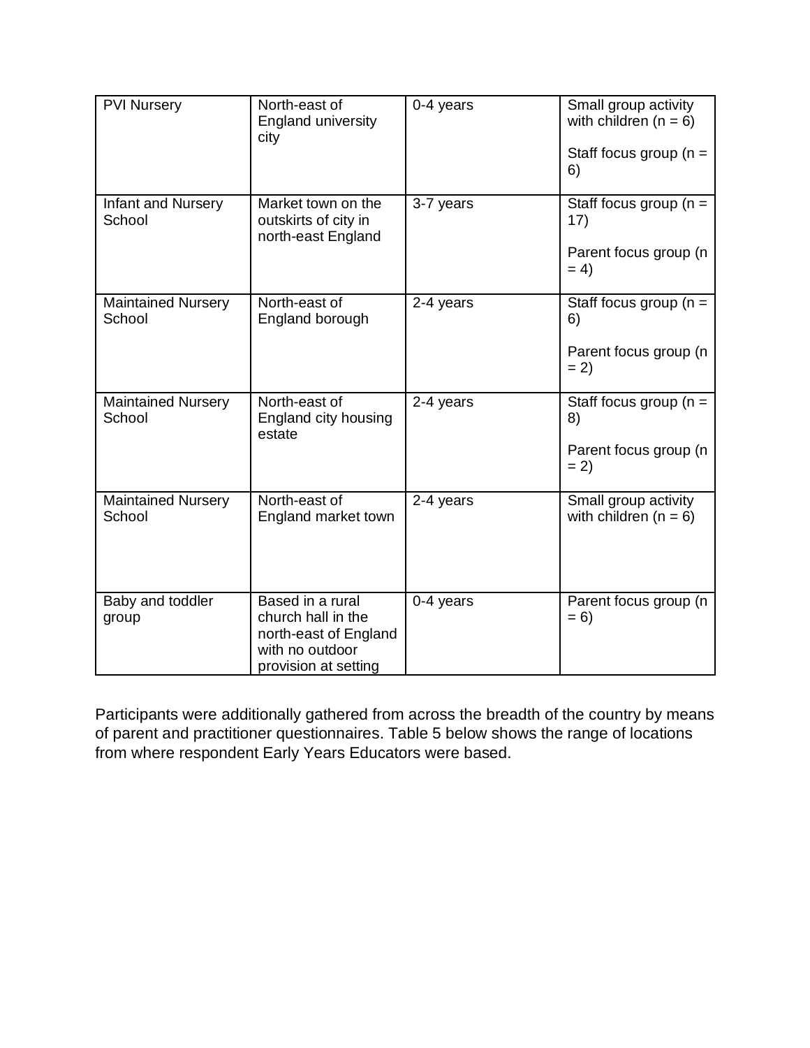| PVI Nursery | North-east of England university city | 0-4 years | Small group activity with children (n = 6)<br><br>Staff focus group (n = 6) |
|---|---|---|---|
| Infant and Nursery School | Market town on the outskirts of city in north-east England | 3-7 years | Staff focus group (n = 17)<br><br>Parent focus group (n = 4) |
| Maintained Nursery School | North-east of England borough | 2-4 years | Staff focus group (n = 6)<br><br>Parent focus group (n = 2) |
| Maintained Nursery School | North-east of England city housing estate | 2-4 years | Staff focus group (n = 8)<br><br>Parent focus group (n = 2) |
| Maintained Nursery School | North-east of England market town | 2-4 years | Small group activity with children (n = 6) |
| Baby and toddler group | Based in a rural church hall in the north-east of England with no outdoor provision at setting | 0-4 years | Parent focus group (n = 6) |

Participants were additionally gathered from across the breadth of the country by means of parent and practitioner questionnaires. Table 5 below shows the range of locations from where respondent Early Years Educators were based.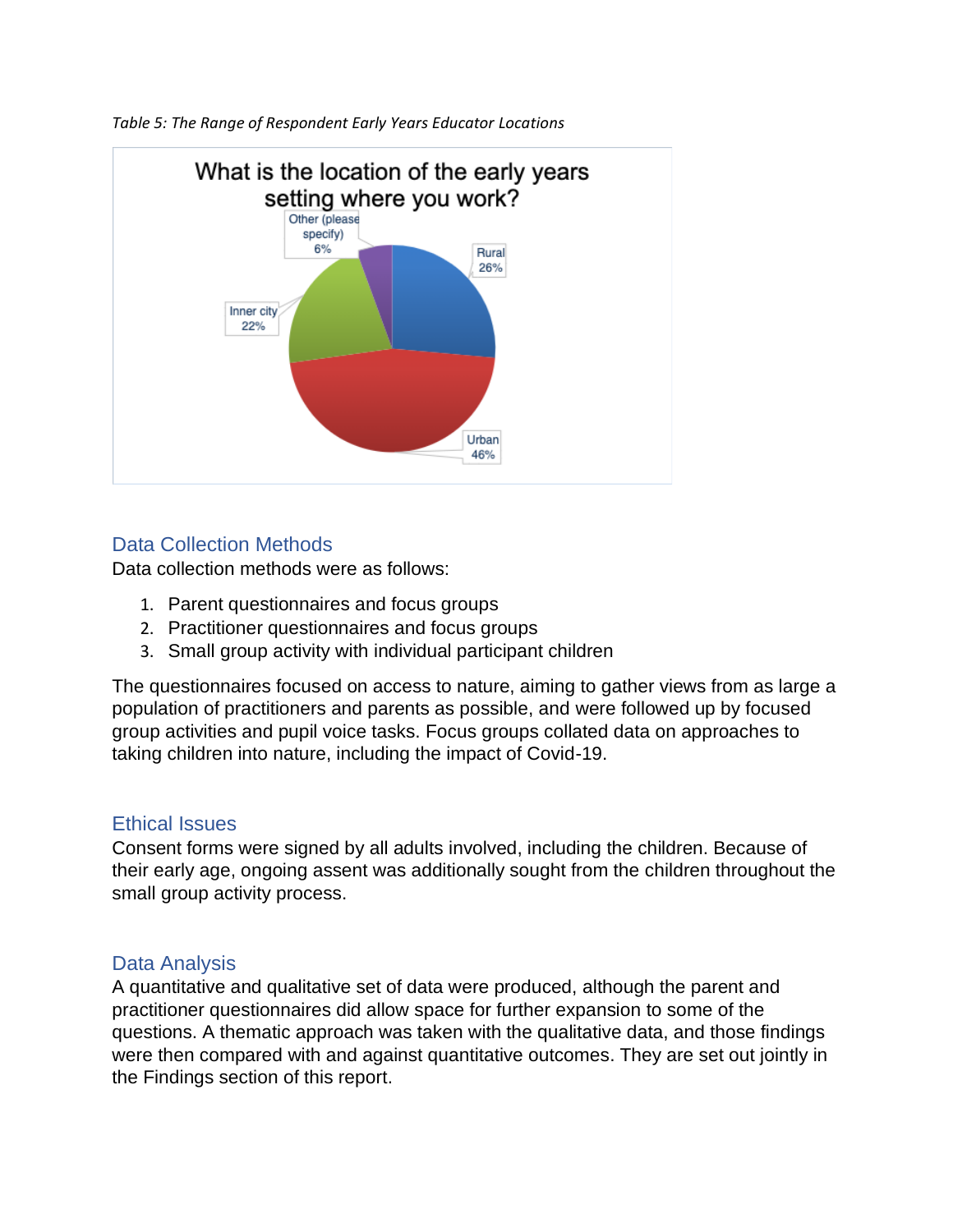*Table 5: The Range of Respondent Early Years Educator Locations*

What is the location of the early years setting where you work?

| Location | Percentage |
|---|---|
| Rural | 26% |
| Urban | 46% |
| Inner city | 22% |
| Other (please specify) | 6% |

## Data Collection Methods

Data collection methods were as follows:

1. Parent questionnaires and focus groups
2. Practitioner questionnaires and focus groups
3. Small group activity with individual participant children

The questionnaires focused on access to nature, aiming to gather views from as large a population of practitioners and parents as possible, and were followed up by focused group activities and pupil voice tasks. Focus groups collated data on approaches to taking children into nature, including the impact of Covid-19.

## Ethical Issues

Consent forms were signed by all adults involved, including the children. Because of their early age, ongoing assent was additionally sought from the children throughout the small group activity process.

## Data Analysis

A quantitative and qualitative set of data were produced, although the parent and practitioner questionnaires did allow space for further expansion to some of the questions. A thematic approach was taken with the qualitative data, and those findings were then compared with and against quantitative outcomes. They are set out jointly in the Findings section of this report.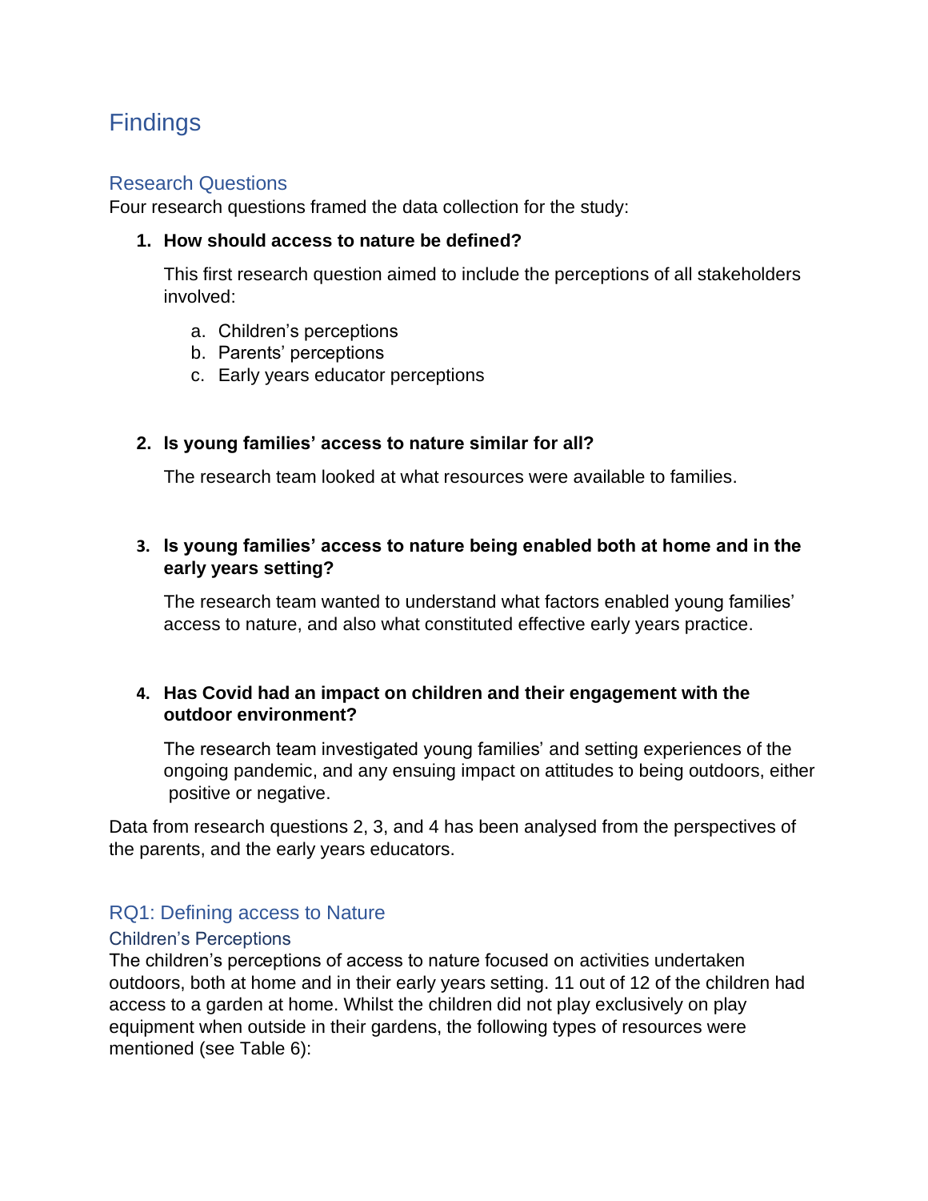# Findings

## Research Questions

Four research questions framed the data collection for the study:

1. **How should access to nature be defined?**

   This first research question aimed to include the perceptions of all stakeholders involved:

   a. Children's perceptions
   b. Parents' perceptions
   c. Early years educator perceptions

2. **Is young families' access to nature similar for all?**

   The research team looked at what resources were available to families.

3. **Is young families' access to nature being enabled both at home and in the early years setting?**

   The research team wanted to understand what factors enabled young families' access to nature, and also what constituted effective early years practice.

4. **Has Covid had an impact on children and their engagement with the outdoor environment?**

   The research team investigated young families' and setting experiences of the ongoing pandemic, and any ensuing impact on attitudes to being outdoors, either positive or negative.

Data from research questions 2, 3, and 4 has been analysed from the perspectives of the parents, and the early years educators.

## RQ1: Defining access to Nature

### Children's Perceptions

The children's perceptions of access to nature focused on activities undertaken outdoors, both at home and in their early years setting. 11 out of 12 of the children had access to a garden at home. Whilst the children did not play exclusively on play equipment when outside in their gardens, the following types of resources were mentioned (see Table 6):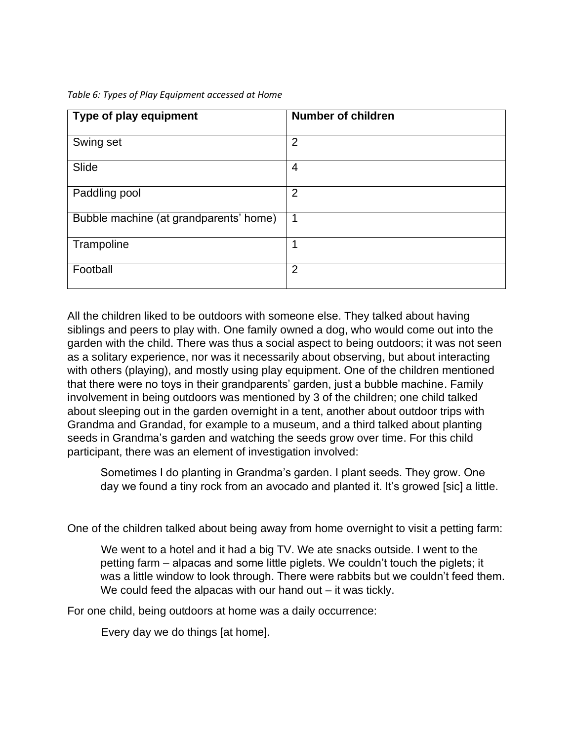*Table 6: Types of Play Equipment accessed at Home*

| Type of play equipment | Number of children |
|---|---|
| Swing set | 2 |
| Slide | 4 |
| Paddling pool | 2 |
| Bubble machine (at grandparents' home) | 1 |
| Trampoline | 1 |
| Football | 2 |

All the children liked to be outdoors with someone else. They talked about having siblings and peers to play with. One family owned a dog, who would come out into the garden with the child. There was thus a social aspect to being outdoors; it was not seen as a solitary experience, nor was it necessarily about observing, but about interacting with others (playing), and mostly using play equipment. One of the children mentioned that there were no toys in their grandparents' garden, just a bubble machine. Family involvement in being outdoors was mentioned by 3 of the children; one child talked about sleeping out in the garden overnight in a tent, another about outdoor trips with Grandma and Grandad, for example to a museum, and a third talked about planting seeds in Grandma's garden and watching the seeds grow over time. For this child participant, there was an element of investigation involved:

> Sometimes I do planting in Grandma's garden. I plant seeds. They grow. One day we found a tiny rock from an avocado and planted it. It's growed [sic] a little.

One of the children talked about being away from home overnight to visit a petting farm:

> We went to a hotel and it had a big TV. We ate snacks outside. I went to the petting farm – alpacas and some little piglets. We couldn't touch the piglets; it was a little window to look through. There were rabbits but we couldn't feed them. We could feed the alpacas with our hand out – it was tickly.

For one child, being outdoors at home was a daily occurrence:

> Every day we do things [at home].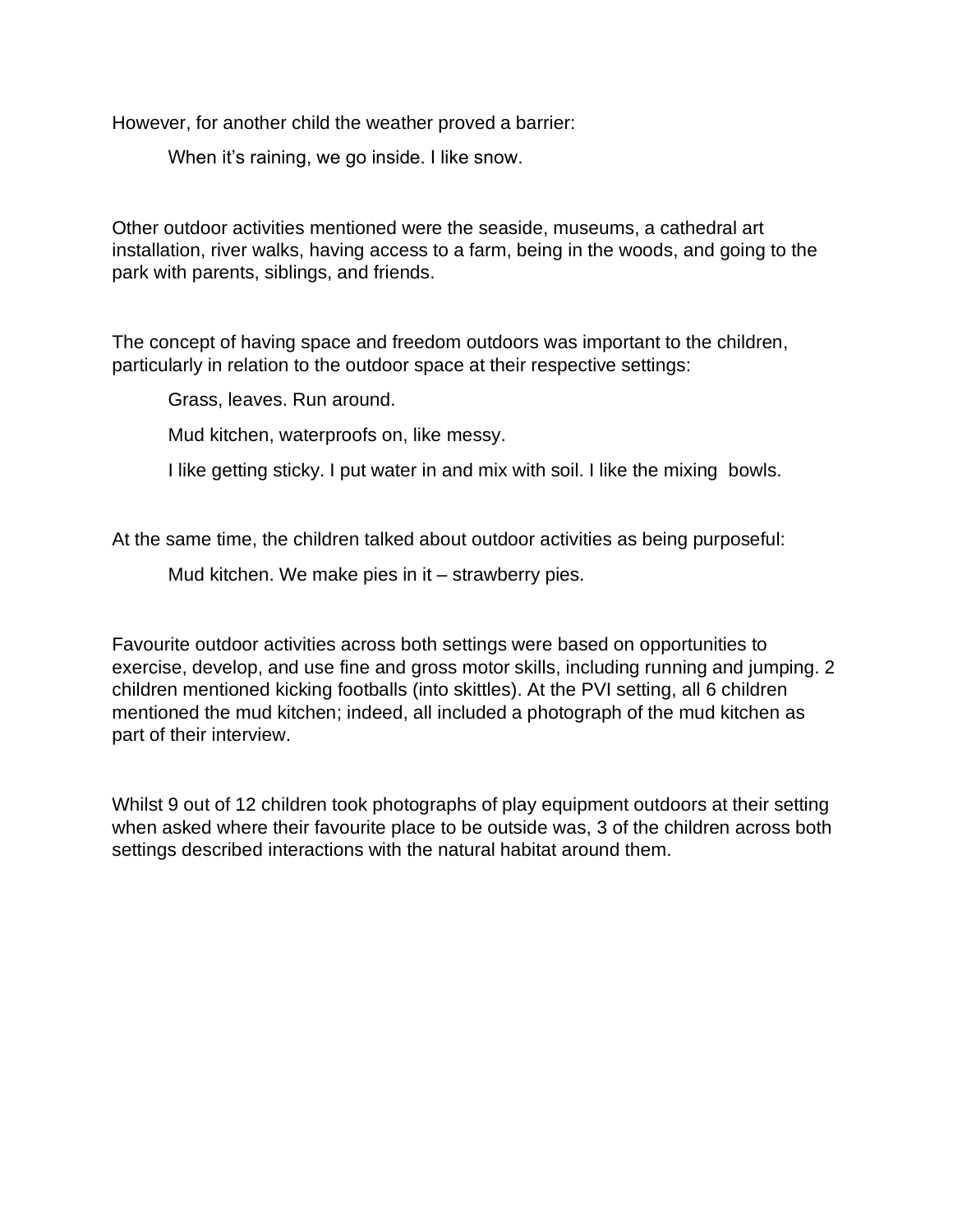However, for another child the weather proved a barrier:

> When it's raining, we go inside. I like snow.

Other outdoor activities mentioned were the seaside, museums, a cathedral art installation, river walks, having access to a farm, being in the woods, and going to the park with parents, siblings, and friends.

The concept of having space and freedom outdoors was important to the children, particularly in relation to the outdoor space at their respective settings:

> Grass, leaves. Run around.
>
> Mud kitchen, waterproofs on, like messy.
>
> I like getting sticky. I put water in and mix with soil. I like the mixing bowls.

At the same time, the children talked about outdoor activities as being purposeful:

> Mud kitchen. We make pies in it – strawberry pies.

Favourite outdoor activities across both settings were based on opportunities to exercise, develop, and use fine and gross motor skills, including running and jumping. 2 children mentioned kicking footballs (into skittles). At the PVI setting, all 6 children mentioned the mud kitchen; indeed, all included a photograph of the mud kitchen as part of their interview.

Whilst 9 out of 12 children took photographs of play equipment outdoors at their setting when asked where their favourite place to be outside was, 3 of the children across both settings described interactions with the natural habitat around them.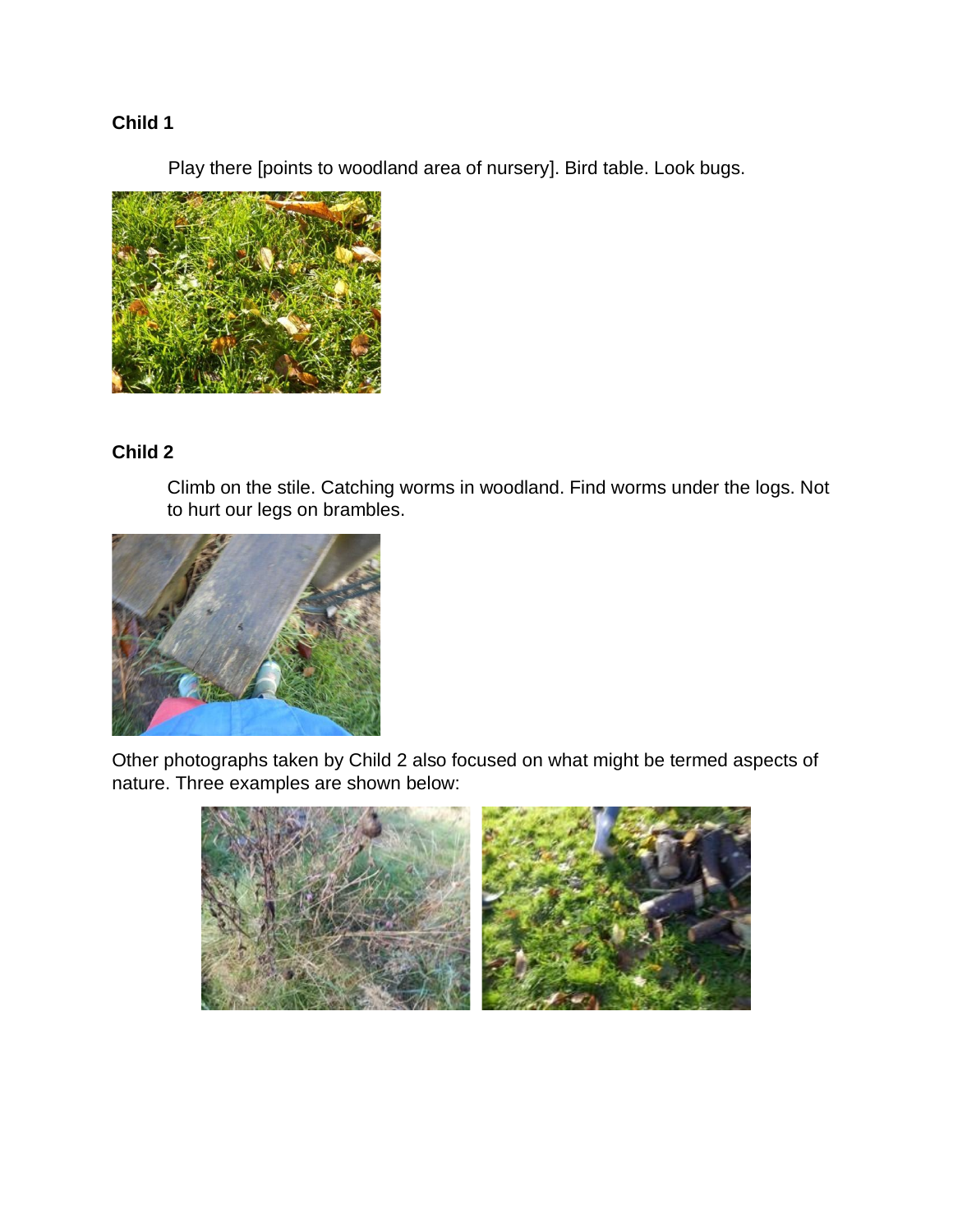**Child 1**

> Play there [points to woodland area of nursery]. Bird table. Look bugs.

**Child 2**

> Climb on the stile. Catching worms in woodland. Find worms under the logs. Not to hurt our legs on brambles.

Other photographs taken by Child 2 also focused on what might be termed aspects of nature. Three examples are shown below: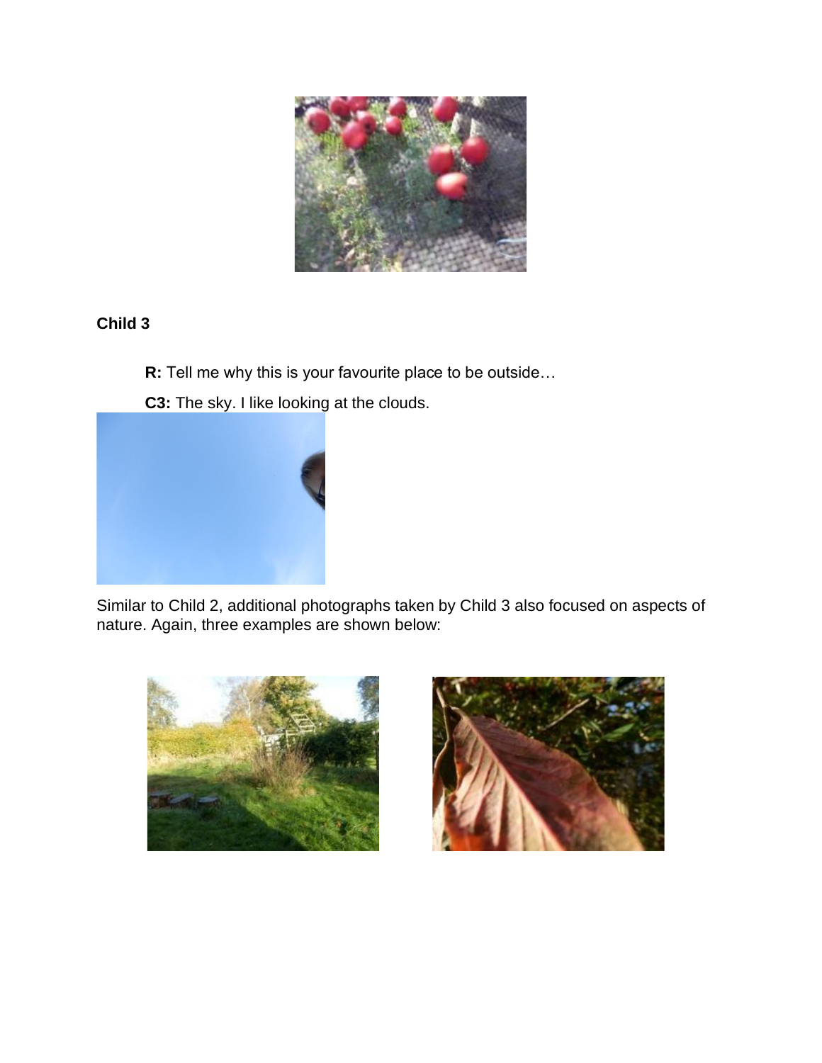**Child 3**

> **R:** Tell me why this is your favourite place to be outside…
>
> **C3:** The sky. I like looking at the clouds.

Similar to Child 2, additional photographs taken by Child 3 also focused on aspects of nature. Again, three examples are shown below: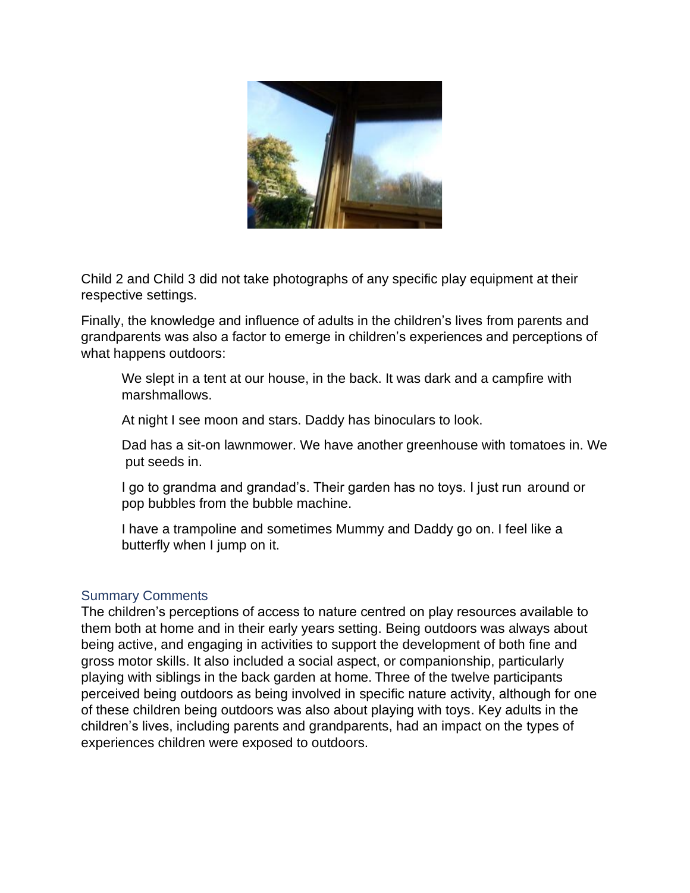Child 2 and Child 3 did not take photographs of any specific play equipment at their respective settings.

Finally, the knowledge and influence of adults in the children's lives from parents and grandparents was also a factor to emerge in children's experiences and perceptions of what happens outdoors:

> We slept in a tent at our house, in the back. It was dark and a campfire with marshmallows.
>
> At night I see moon and stars. Daddy has binoculars to look.
>
> Dad has a sit-on lawnmower. We have another greenhouse with tomatoes in. We put seeds in.
>
> I go to grandma and grandad's. Their garden has no toys. I just run around or pop bubbles from the bubble machine.
>
> I have a trampoline and sometimes Mummy and Daddy go on. I feel like a butterfly when I jump on it.

## Summary Comments

The children's perceptions of access to nature centred on play resources available to them both at home and in their early years setting. Being outdoors was always about being active, and engaging in activities to support the development of both fine and gross motor skills. It also included a social aspect, or companionship, particularly playing with siblings in the back garden at home. Three of the twelve participants perceived being outdoors as being involved in specific nature activity, although for one of these children being outdoors was also about playing with toys. Key adults in the children's lives, including parents and grandparents, had an impact on the types of experiences children were exposed to outdoors.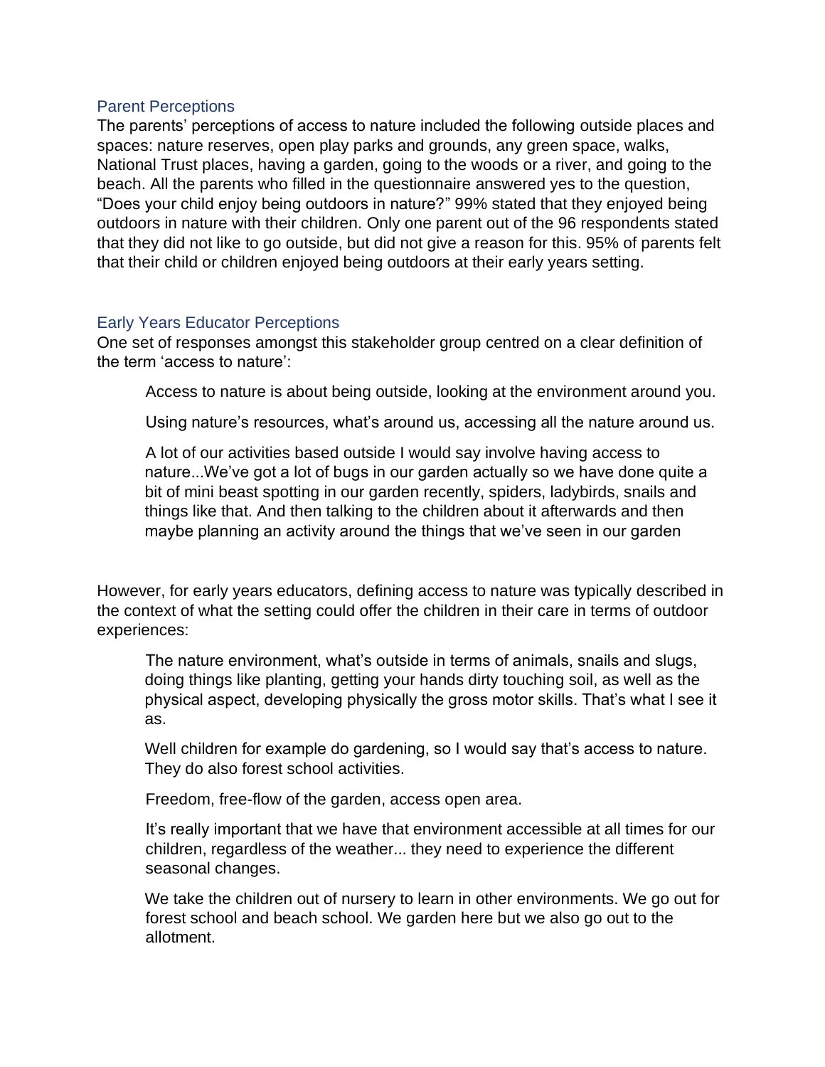### Parent Perceptions

The parents' perceptions of access to nature included the following outside places and spaces: nature reserves, open play parks and grounds, any green space, walks, National Trust places, having a garden, going to the woods or a river, and going to the beach. All the parents who filled in the questionnaire answered yes to the question, "Does your child enjoy being outdoors in nature?" 99% stated that they enjoyed being outdoors in nature with their children. Only one parent out of the 96 respondents stated that they did not like to go outside, but did not give a reason for this. 95% of parents felt that their child or children enjoyed being outdoors at their early years setting.

### Early Years Educator Perceptions

One set of responses amongst this stakeholder group centred on a clear definition of the term 'access to nature':

> Access to nature is about being outside, looking at the environment around you.
>
> Using nature's resources, what's around us, accessing all the nature around us.
>
> A lot of our activities based outside I would say involve having access to nature...We've got a lot of bugs in our garden actually so we have done quite a bit of mini beast spotting in our garden recently, spiders, ladybirds, snails and things like that. And then talking to the children about it afterwards and then maybe planning an activity around the things that we've seen in our garden

However, for early years educators, defining access to nature was typically described in the context of what the setting could offer the children in their care in terms of outdoor experiences:

> The nature environment, what's outside in terms of animals, snails and slugs, doing things like planting, getting your hands dirty touching soil, as well as the physical aspect, developing physically the gross motor skills. That's what I see it as.
>
> Well children for example do gardening, so I would say that's access to nature. They do also forest school activities.
>
> Freedom, free-flow of the garden, access open area.
>
> It's really important that we have that environment accessible at all times for our children, regardless of the weather... they need to experience the different seasonal changes.
>
> We take the children out of nursery to learn in other environments. We go out for forest school and beach school. We garden here but we also go out to the allotment.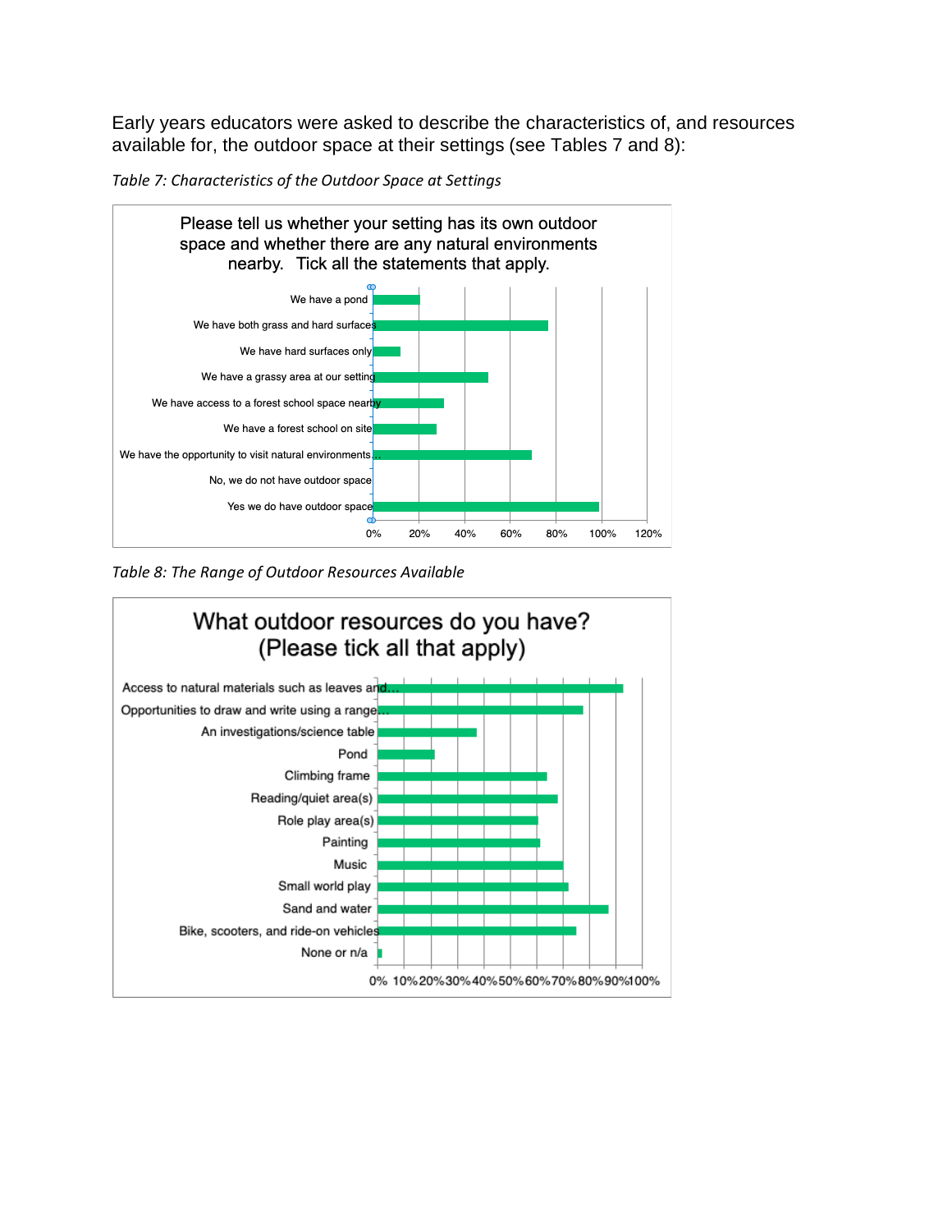Early years educators were asked to describe the characteristics of, and resources available for, the outdoor space at their settings (see Tables 7 and 8):

*Table 7: Characteristics of the Outdoor Space at Settings*

Please tell us whether your setting has its own outdoor space and whether there are any natural environments nearby. Tick all the statements that apply.

- We have a pond
- We have both grass and hard surfaces
- We have hard surfaces only
- We have a grassy area at our setting
- We have access to a forest school space nearby
- We have a forest school on site
- We have the opportunity to visit natural environments...
- No, we do not have outdoor space
- Yes we do have outdoor space

0% 20% 40% 60% 80% 100% 120%

*Table 8: The Range of Outdoor Resources Available*

What outdoor resources do you have? (Please tick all that apply)

- Access to natural materials such as leaves and...
- Opportunities to draw and write using a range...
- An investigations/science table
- Pond
- Climbing frame
- Reading/quiet area(s)
- Role play area(s)
- Painting
- Music
- Small world play
- Sand and water
- Bike, scooters, and ride-on vehicles
- None or n/a

0% 10% 20% 30% 40% 50% 60% 70% 80% 90% 100%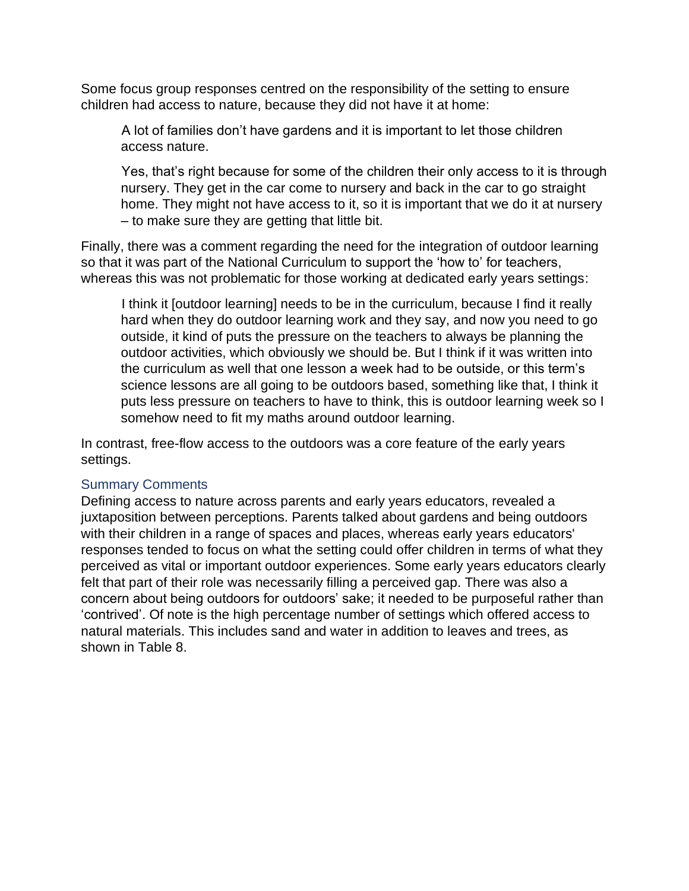Some focus group responses centred on the responsibility of the setting to ensure children had access to nature, because they did not have it at home:

> A lot of families don't have gardens and it is important to let those children access nature.
>
> Yes, that's right because for some of the children their only access to it is through nursery. They get in the car come to nursery and back in the car to go straight home. They might not have access to it, so it is important that we do it at nursery – to make sure they are getting that little bit.

Finally, there was a comment regarding the need for the integration of outdoor learning so that it was part of the National Curriculum to support the 'how to' for teachers, whereas this was not problematic for those working at dedicated early years settings:

> I think it [outdoor learning] needs to be in the curriculum, because I find it really hard when they do outdoor learning work and they say, and now you need to go outside, it kind of puts the pressure on the teachers to always be planning the outdoor activities, which obviously we should be. But I think if it was written into the curriculum as well that one lesson a week had to be outside, or this term's science lessons are all going to be outdoors based, something like that, I think it puts less pressure on teachers to have to think, this is outdoor learning week so I somehow need to fit my maths around outdoor learning.

In contrast, free-flow access to the outdoors was a core feature of the early years settings.

### Summary Comments

Defining access to nature across parents and early years educators, revealed a juxtaposition between perceptions. Parents talked about gardens and being outdoors with their children in a range of spaces and places, whereas early years educators' responses tended to focus on what the setting could offer children in terms of what they perceived as vital or important outdoor experiences. Some early years educators clearly felt that part of their role was necessarily filling a perceived gap. There was also a concern about being outdoors for outdoors' sake; it needed to be purposeful rather than 'contrived'. Of note is the high percentage number of settings which offered access to natural materials. This includes sand and water in addition to leaves and trees, as shown in Table 8.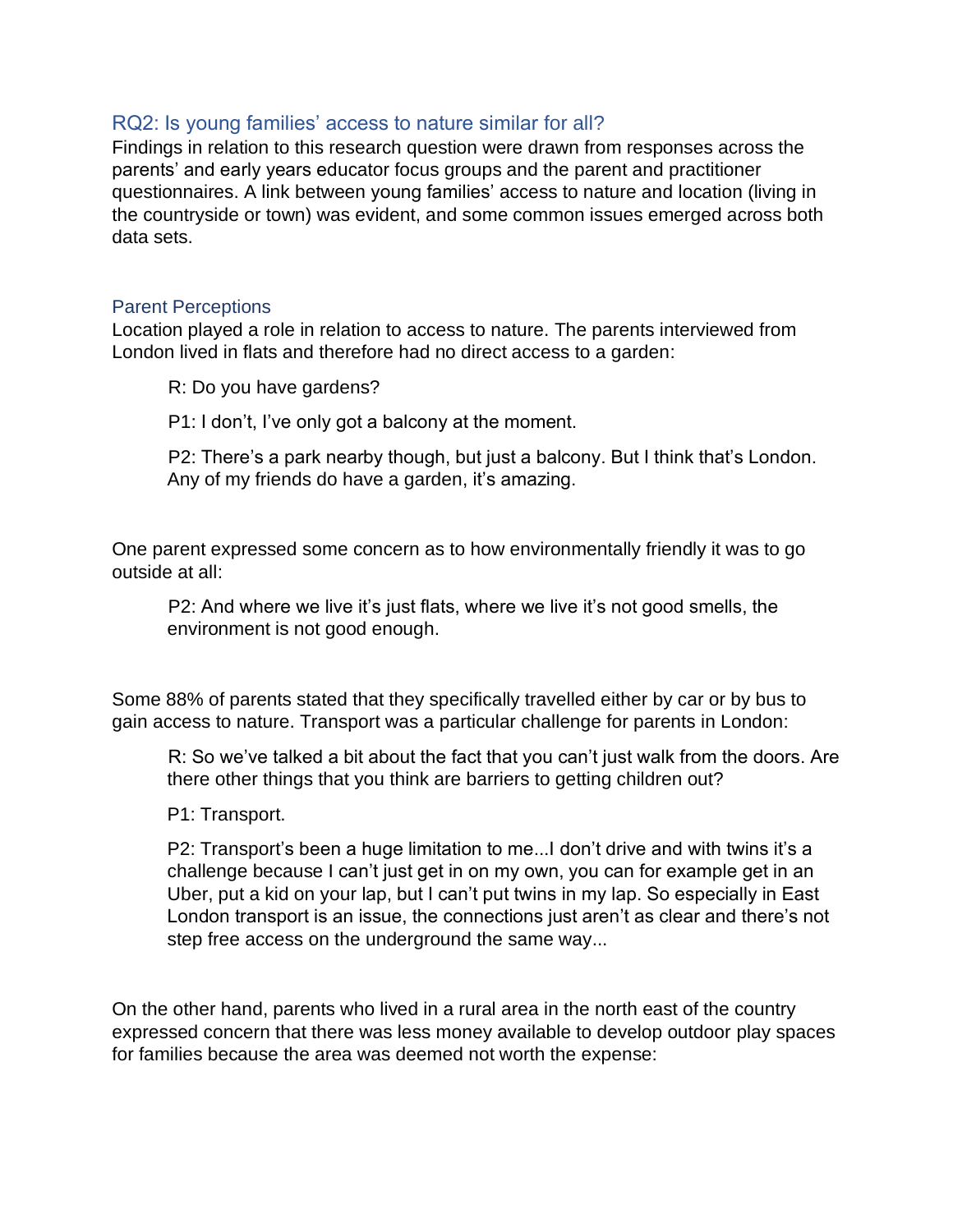## RQ2: Is young families' access to nature similar for all?

Findings in relation to this research question were drawn from responses across the parents' and early years educator focus groups and the parent and practitioner questionnaires. A link between young families' access to nature and location (living in the countryside or town) was evident, and some common issues emerged across both data sets.

### Parent Perceptions

Location played a role in relation to access to nature. The parents interviewed from London lived in flats and therefore had no direct access to a garden:

> R: Do you have gardens?
>
> P1: I don't, I've only got a balcony at the moment.
>
> P2: There's a park nearby though, but just a balcony. But I think that's London. Any of my friends do have a garden, it's amazing.

One parent expressed some concern as to how environmentally friendly it was to go outside at all:

> P2: And where we live it's just flats, where we live it's not good smells, the environment is not good enough.

Some 88% of parents stated that they specifically travelled either by car or by bus to gain access to nature. Transport was a particular challenge for parents in London:

> R: So we've talked a bit about the fact that you can't just walk from the doors. Are there other things that you think are barriers to getting children out?
>
> P1: Transport.
>
> P2: Transport's been a huge limitation to me...I don't drive and with twins it's a challenge because I can't just get in on my own, you can for example get in an Uber, put a kid on your lap, but I can't put twins in my lap. So especially in East London transport is an issue, the connections just aren't as clear and there's not step free access on the underground the same way...

On the other hand, parents who lived in a rural area in the north east of the country expressed concern that there was less money available to develop outdoor play spaces for families because the area was deemed not worth the expense: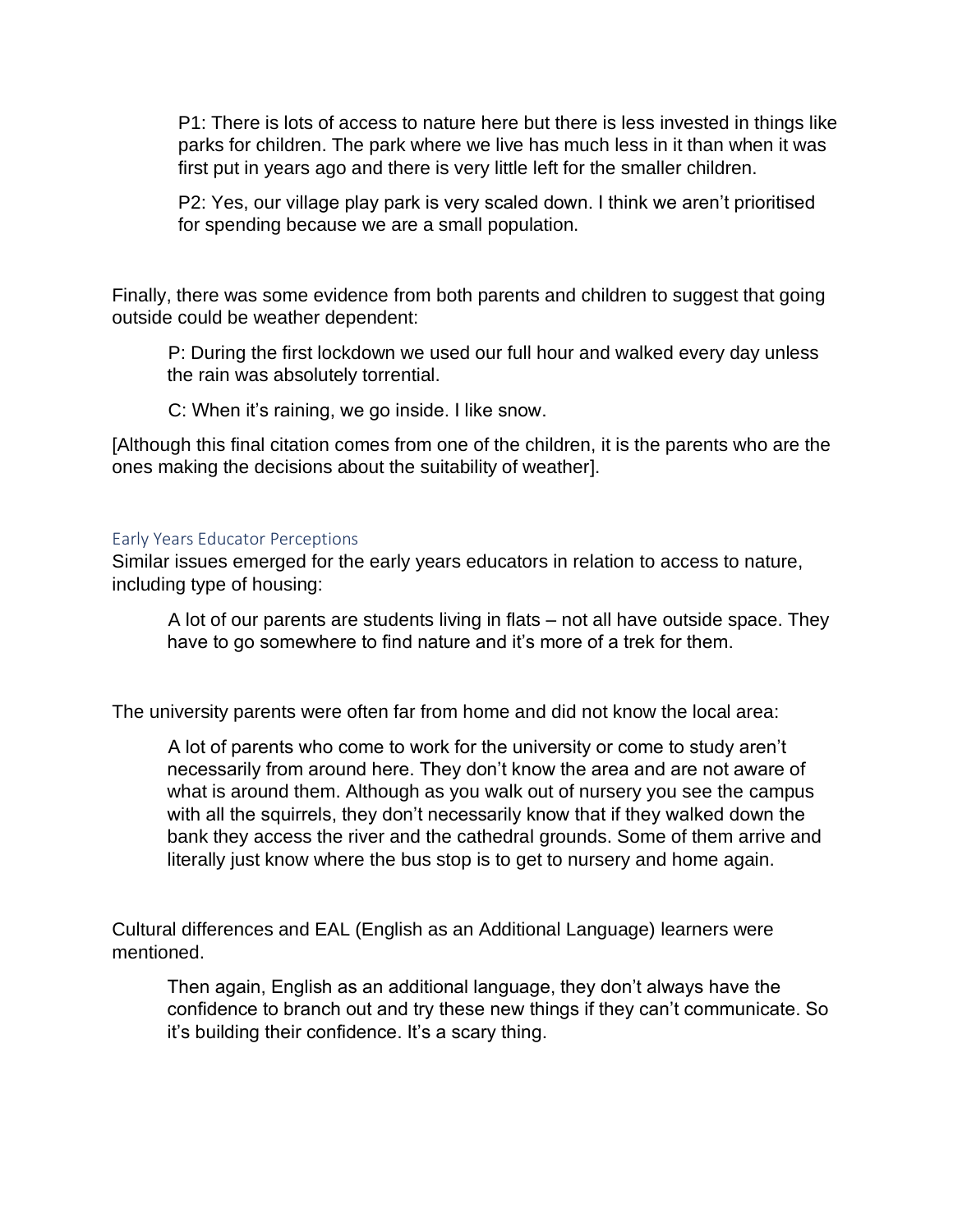> P1: There is lots of access to nature here but there is less invested in things like parks for children. The park where we live has much less in it than when it was first put in years ago and there is very little left for the smaller children.
>
> P2: Yes, our village play park is very scaled down. I think we aren't prioritised for spending because we are a small population.

Finally, there was some evidence from both parents and children to suggest that going outside could be weather dependent:

> P: During the first lockdown we used our full hour and walked every day unless the rain was absolutely torrential.
>
> C: When it's raining, we go inside. I like snow.

[Although this final citation comes from one of the children, it is the parents who are the ones making the decisions about the suitability of weather].

### Early Years Educator Perceptions

Similar issues emerged for the early years educators in relation to access to nature, including type of housing:

> A lot of our parents are students living in flats – not all have outside space. They have to go somewhere to find nature and it's more of a trek for them.

The university parents were often far from home and did not know the local area:

> A lot of parents who come to work for the university or come to study aren't necessarily from around here. They don't know the area and are not aware of what is around them. Although as you walk out of nursery you see the campus with all the squirrels, they don't necessarily know that if they walked down the bank they access the river and the cathedral grounds. Some of them arrive and literally just know where the bus stop is to get to nursery and home again.

Cultural differences and EAL (English as an Additional Language) learners were mentioned.

> Then again, English as an additional language, they don't always have the confidence to branch out and try these new things if they can't communicate. So it's building their confidence. It's a scary thing.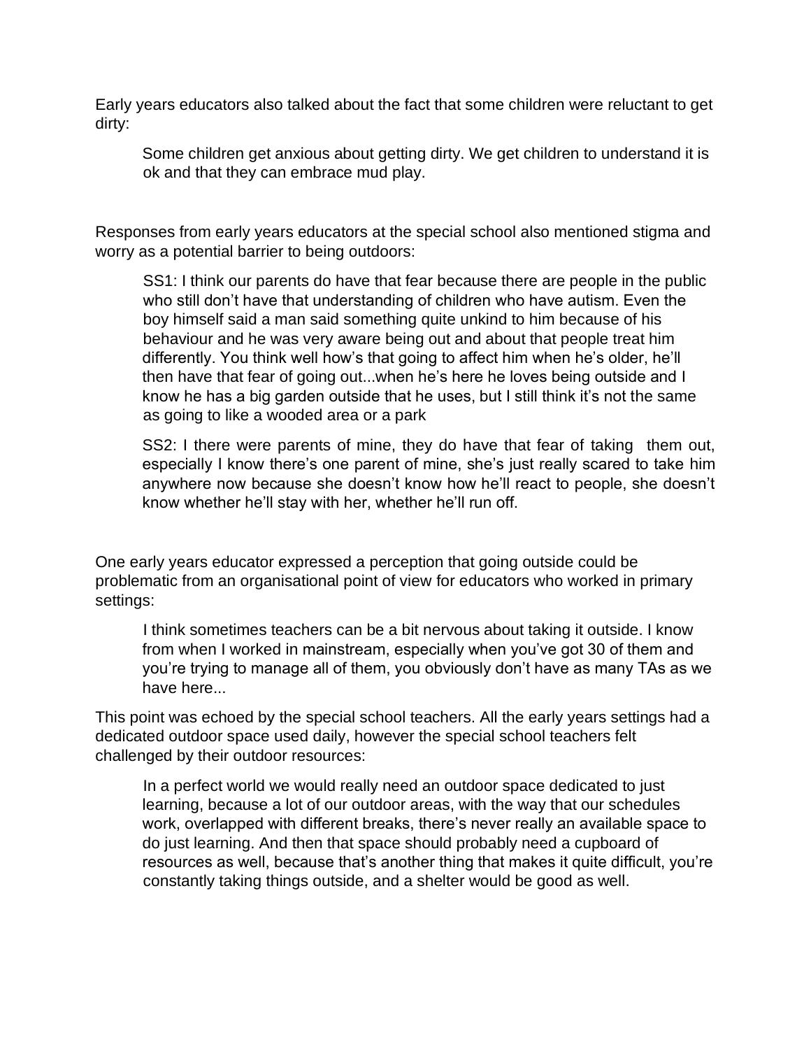Early years educators also talked about the fact that some children were reluctant to get dirty:

> Some children get anxious about getting dirty. We get children to understand it is ok and that they can embrace mud play.

Responses from early years educators at the special school also mentioned stigma and worry as a potential barrier to being outdoors:

> SS1: I think our parents do have that fear because there are people in the public who still don't have that understanding of children who have autism. Even the boy himself said a man said something quite unkind to him because of his behaviour and he was very aware being out and about that people treat him differently. You think well how's that going to affect him when he's older, he'll then have that fear of going out...when he's here he loves being outside and I know he has a big garden outside that he uses, but I still think it's not the same as going to like a wooded area or a park

> SS2: I there were parents of mine, they do have that fear of taking them out, especially I know there's one parent of mine, she's just really scared to take him anywhere now because she doesn't know how he'll react to people, she doesn't know whether he'll stay with her, whether he'll run off.

One early years educator expressed a perception that going outside could be problematic from an organisational point of view for educators who worked in primary settings:

> I think sometimes teachers can be a bit nervous about taking it outside. I know from when I worked in mainstream, especially when you've got 30 of them and you're trying to manage all of them, you obviously don't have as many TAs as we have here...

This point was echoed by the special school teachers. All the early years settings had a dedicated outdoor space used daily, however the special school teachers felt challenged by their outdoor resources:

> In a perfect world we would really need an outdoor space dedicated to just learning, because a lot of our outdoor areas, with the way that our schedules work, overlapped with different breaks, there's never really an available space to do just learning. And then that space should probably need a cupboard of resources as well, because that's another thing that makes it quite difficult, you're constantly taking things outside, and a shelter would be good as well.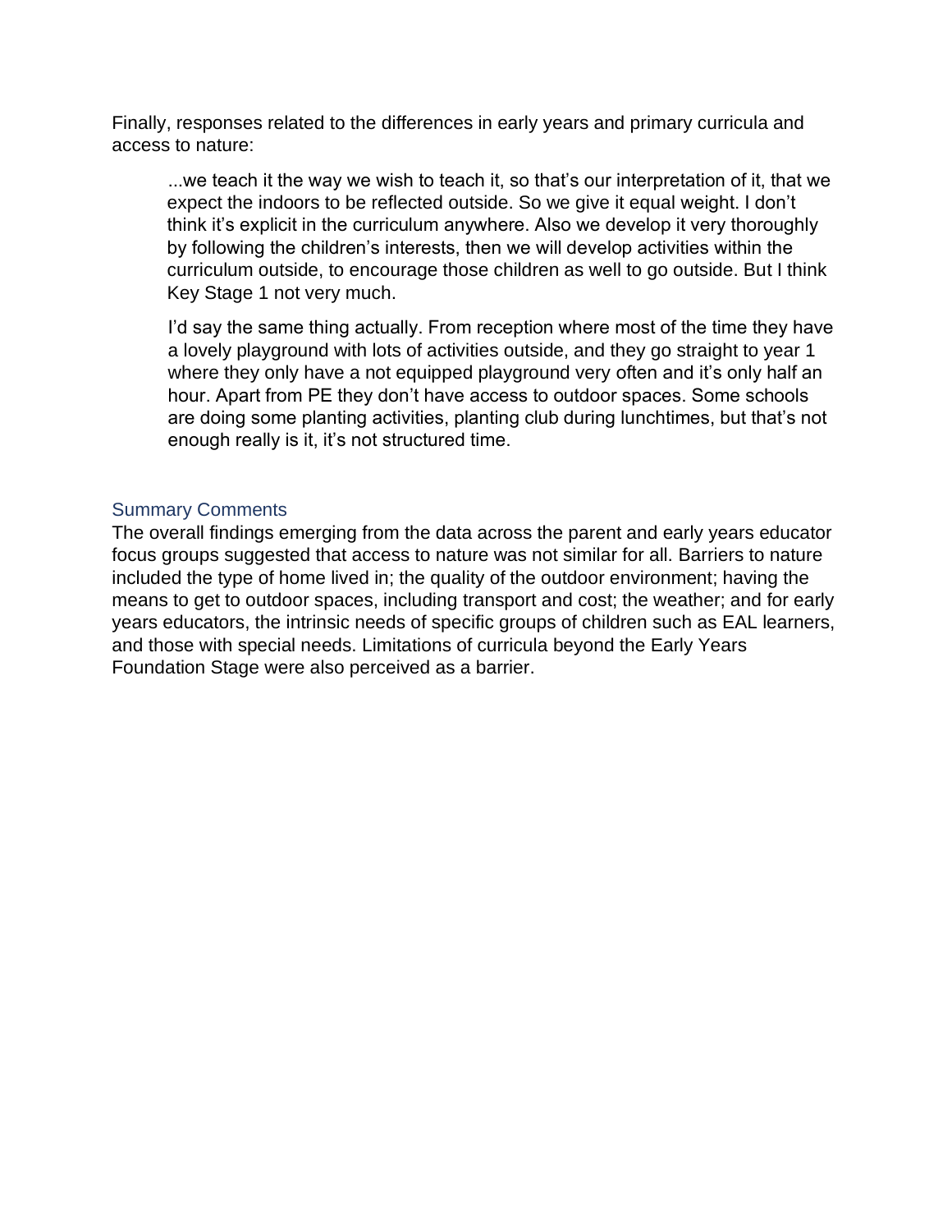Finally, responses related to the differences in early years and primary curricula and access to nature:

> ...we teach it the way we wish to teach it, so that's our interpretation of it, that we expect the indoors to be reflected outside. So we give it equal weight. I don't think it's explicit in the curriculum anywhere. Also we develop it very thoroughly by following the children's interests, then we will develop activities within the curriculum outside, to encourage those children as well to go outside. But I think Key Stage 1 not very much.
>
> I'd say the same thing actually. From reception where most of the time they have a lovely playground with lots of activities outside, and they go straight to year 1 where they only have a not equipped playground very often and it's only half an hour. Apart from PE they don't have access to outdoor spaces. Some schools are doing some planting activities, planting club during lunchtimes, but that's not enough really is it, it's not structured time.

### Summary Comments

The overall findings emerging from the data across the parent and early years educator focus groups suggested that access to nature was not similar for all. Barriers to nature included the type of home lived in; the quality of the outdoor environment; having the means to get to outdoor spaces, including transport and cost; the weather; and for early years educators, the intrinsic needs of specific groups of children such as EAL learners, and those with special needs. Limitations of curricula beyond the Early Years Foundation Stage were also perceived as a barrier.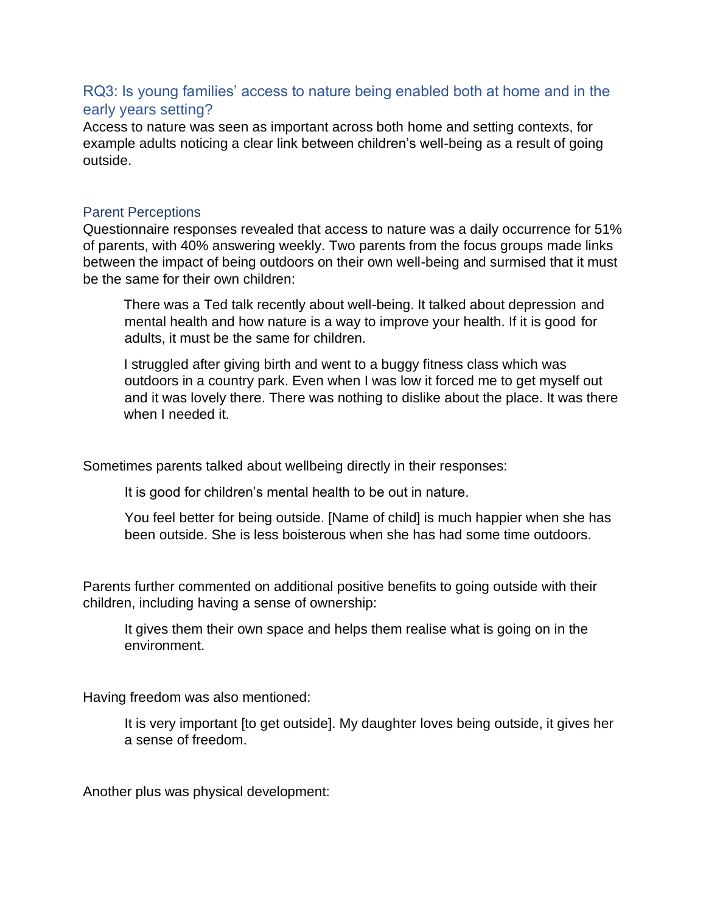## RQ3: Is young families' access to nature being enabled both at home and in the early years setting?

Access to nature was seen as important across both home and setting contexts, for example adults noticing a clear link between children's well-being as a result of going outside.

### Parent Perceptions

Questionnaire responses revealed that access to nature was a daily occurrence for 51% of parents, with 40% answering weekly. Two parents from the focus groups made links between the impact of being outdoors on their own well-being and surmised that it must be the same for their own children:

> There was a Ted talk recently about well-being. It talked about depression and mental health and how nature is a way to improve your health. If it is good for adults, it must be the same for children.

> I struggled after giving birth and went to a buggy fitness class which was outdoors in a country park. Even when I was low it forced me to get myself out and it was lovely there. There was nothing to dislike about the place. It was there when I needed it.

Sometimes parents talked about wellbeing directly in their responses:

> It is good for children's mental health to be out in nature.

> You feel better for being outside. [Name of child] is much happier when she has been outside. She is less boisterous when she has had some time outdoors.

Parents further commented on additional positive benefits to going outside with their children, including having a sense of ownership:

> It gives them their own space and helps them realise what is going on in the environment.

Having freedom was also mentioned:

> It is very important [to get outside]. My daughter loves being outside, it gives her a sense of freedom.

Another plus was physical development: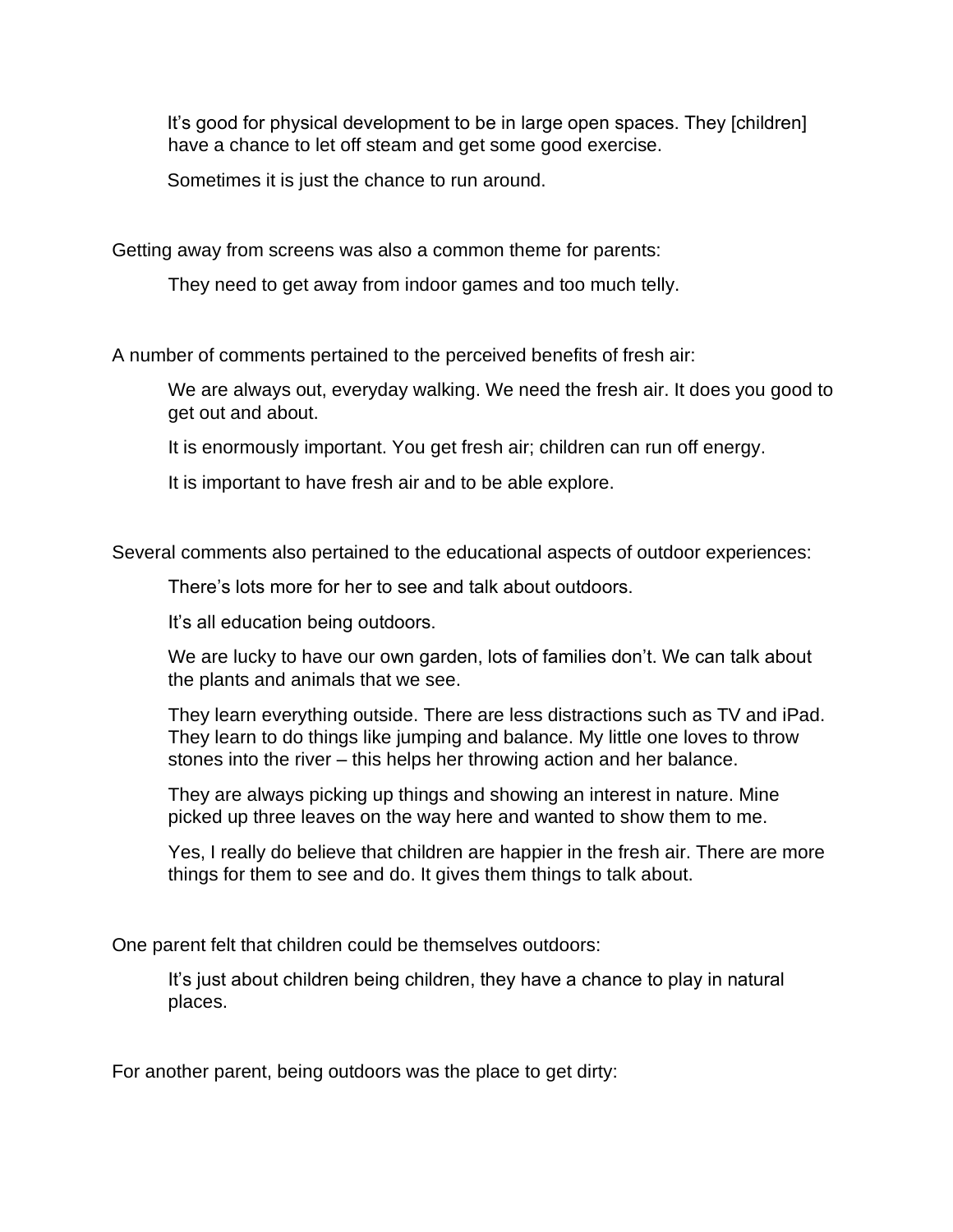> It's good for physical development to be in large open spaces. They [children] have a chance to let off steam and get some good exercise.
>
> Sometimes it is just the chance to run around.

Getting away from screens was also a common theme for parents:

> They need to get away from indoor games and too much telly.

A number of comments pertained to the perceived benefits of fresh air:

> We are always out, everyday walking. We need the fresh air. It does you good to get out and about.
>
> It is enormously important. You get fresh air; children can run off energy.
>
> It is important to have fresh air and to be able explore.

Several comments also pertained to the educational aspects of outdoor experiences:

> There's lots more for her to see and talk about outdoors.
>
> It's all education being outdoors.
>
> We are lucky to have our own garden, lots of families don't. We can talk about the plants and animals that we see.
>
> They learn everything outside. There are less distractions such as TV and iPad. They learn to do things like jumping and balance. My little one loves to throw stones into the river – this helps her throwing action and her balance.
>
> They are always picking up things and showing an interest in nature. Mine picked up three leaves on the way here and wanted to show them to me.
>
> Yes, I really do believe that children are happier in the fresh air. There are more things for them to see and do. It gives them things to talk about.

One parent felt that children could be themselves outdoors:

> It's just about children being children, they have a chance to play in natural places.

For another parent, being outdoors was the place to get dirty: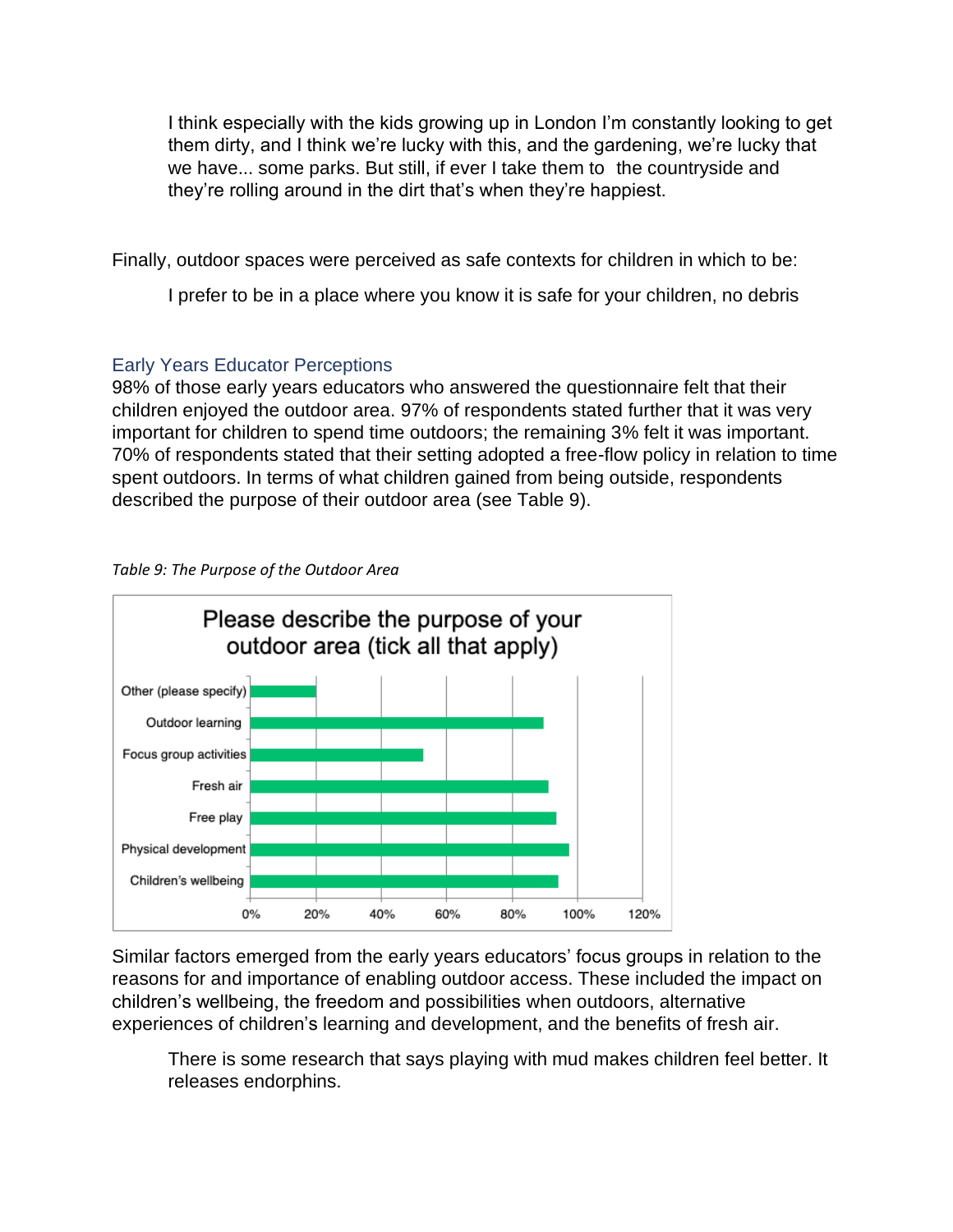> I think especially with the kids growing up in London I'm constantly looking to get them dirty, and I think we're lucky with this, and the gardening, we're lucky that we have... some parks. But still, if ever I take them to the countryside and they're rolling around in the dirt that's when they're happiest.

Finally, outdoor spaces were perceived as safe contexts for children in which to be:

> I prefer to be in a place where you know it is safe for your children, no debris

### Early Years Educator Perceptions

98% of those early years educators who answered the questionnaire felt that their children enjoyed the outdoor area. 97% of respondents stated further that it was very important for children to spend time outdoors; the remaining 3% felt it was important. 70% of respondents stated that their setting adopted a free-flow policy in relation to time spent outdoors. In terms of what children gained from being outside, respondents described the purpose of their outdoor area (see Table 9).

*Table 9: The Purpose of the Outdoor Area*

Please describe the purpose of your outdoor area (tick all that apply)

| Purpose | Approx. % |
|---|---|
| Other (please specify) | 20% |
| Outdoor learning | 90% |
| Focus group activities | 53% |
| Fresh air | 91% |
| Free play | 94% |
| Physical development | 98% |
| Children's wellbeing | 95% |

Similar factors emerged from the early years educators' focus groups in relation to the reasons for and importance of enabling outdoor access. These included the impact on children's wellbeing, the freedom and possibilities when outdoors, alternative experiences of children's learning and development, and the benefits of fresh air.

> There is some research that says playing with mud makes children feel better. It releases endorphins.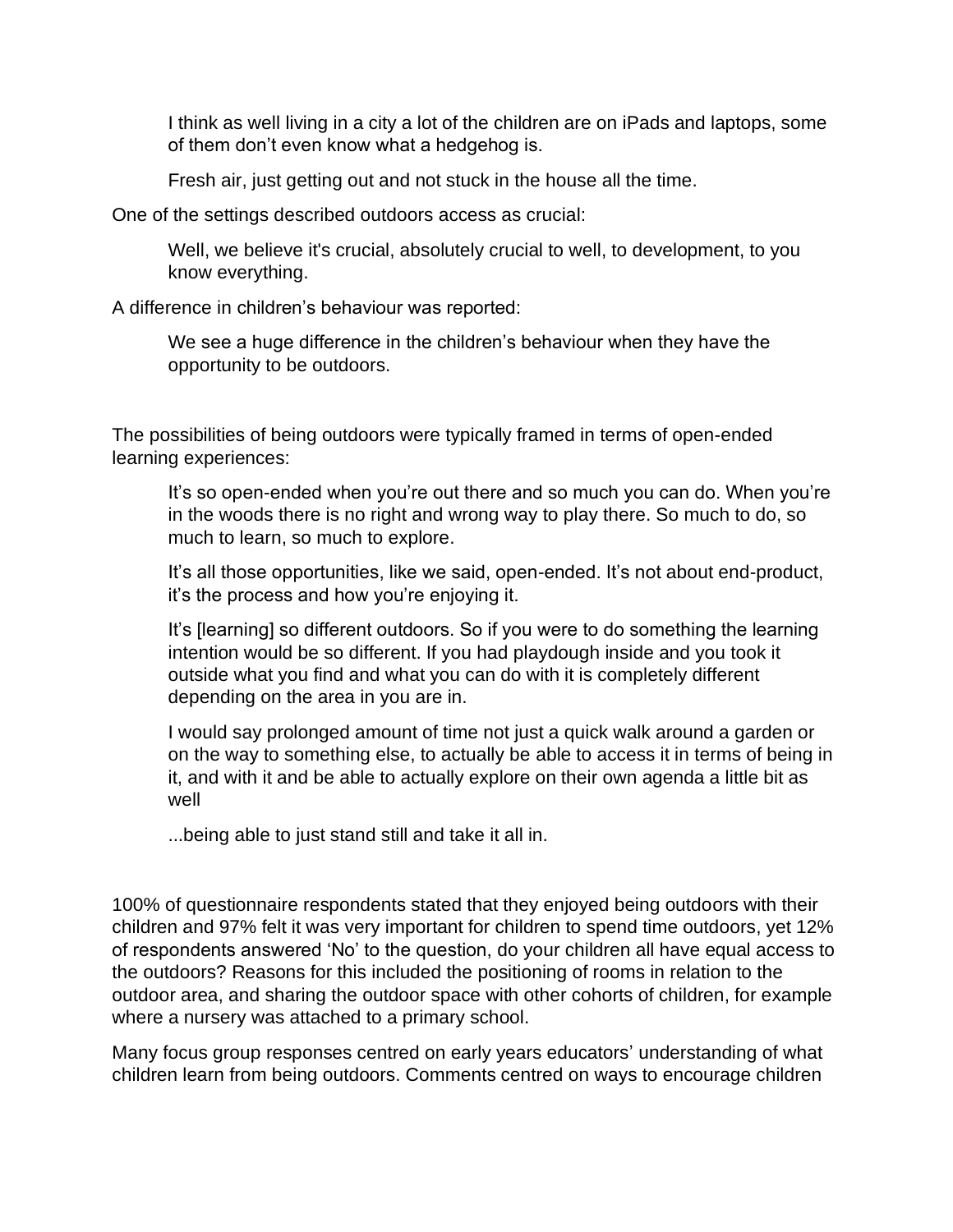> I think as well living in a city a lot of the children are on iPads and laptops, some of them don't even know what a hedgehog is.
>
> Fresh air, just getting out and not stuck in the house all the time.

One of the settings described outdoors access as crucial:

> Well, we believe it's crucial, absolutely crucial to well, to development, to you know everything.

A difference in children's behaviour was reported:

> We see a huge difference in the children's behaviour when they have the opportunity to be outdoors.

The possibilities of being outdoors were typically framed in terms of open-ended learning experiences:

> It's so open-ended when you're out there and so much you can do. When you're in the woods there is no right and wrong way to play there. So much to do, so much to learn, so much to explore.
>
> It's all those opportunities, like we said, open-ended. It's not about end-product, it's the process and how you're enjoying it.
>
> It's [learning] so different outdoors. So if you were to do something the learning intention would be so different. If you had playdough inside and you took it outside what you find and what you can do with it is completely different depending on the area in you are in.
>
> I would say prolonged amount of time not just a quick walk around a garden or on the way to something else, to actually be able to access it in terms of being in it, and with it and be able to actually explore on their own agenda a little bit as well
>
> ...being able to just stand still and take it all in.

100% of questionnaire respondents stated that they enjoyed being outdoors with their children and 97% felt it was very important for children to spend time outdoors, yet 12% of respondents answered 'No' to the question, do your children all have equal access to the outdoors? Reasons for this included the positioning of rooms in relation to the outdoor area, and sharing the outdoor space with other cohorts of children, for example where a nursery was attached to a primary school.

Many focus group responses centred on early years educators' understanding of what children learn from being outdoors. Comments centred on ways to encourage children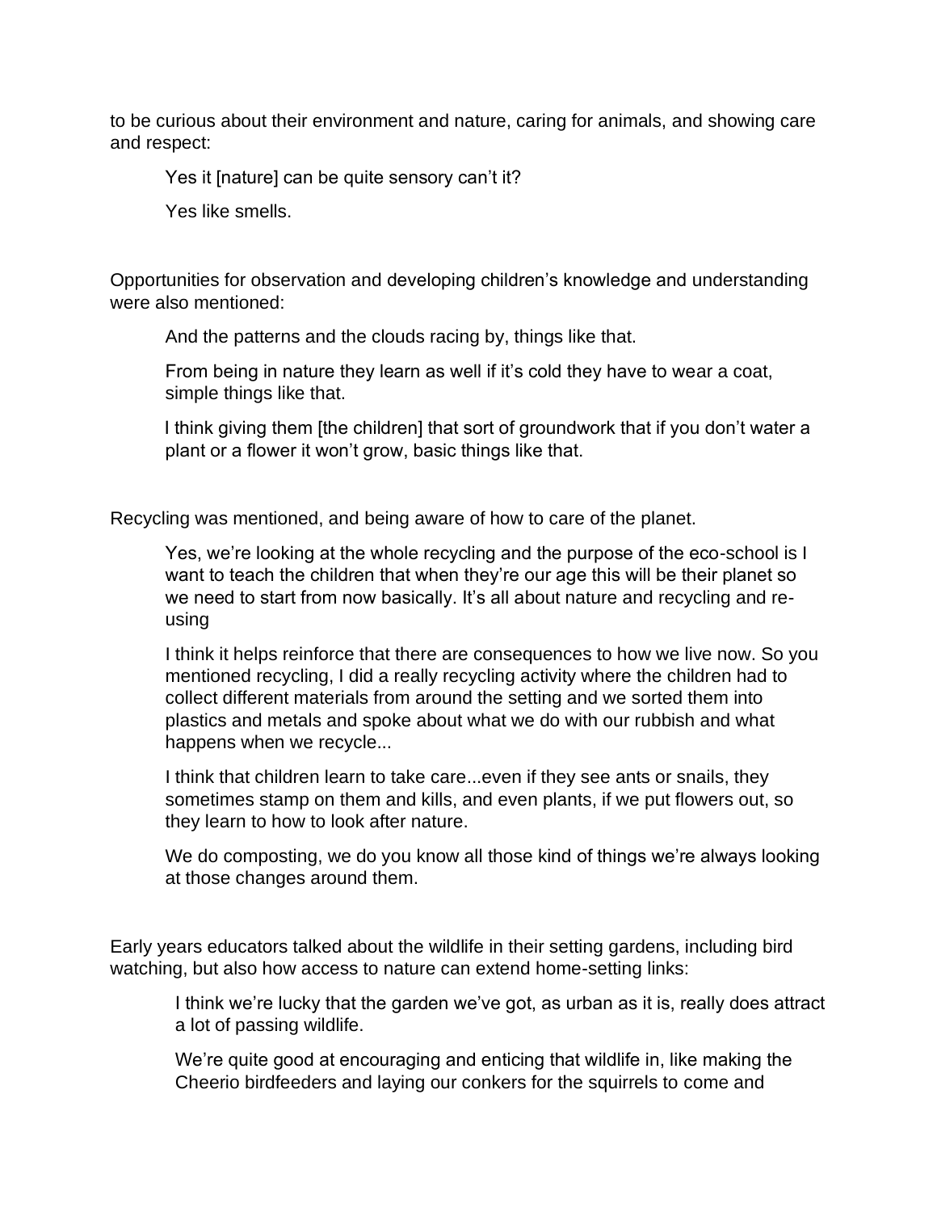to be curious about their environment and nature, caring for animals, and showing care and respect:

> Yes it [nature] can be quite sensory can't it?
>
> Yes like smells.

Opportunities for observation and developing children's knowledge and understanding were also mentioned:

> And the patterns and the clouds racing by, things like that.
>
> From being in nature they learn as well if it's cold they have to wear a coat, simple things like that.
>
> I think giving them [the children] that sort of groundwork that if you don't water a plant or a flower it won't grow, basic things like that.

Recycling was mentioned, and being aware of how to care of the planet.

> Yes, we're looking at the whole recycling and the purpose of the eco-school is I want to teach the children that when they're our age this will be their planet so we need to start from now basically. It's all about nature and recycling and re-using
>
> I think it helps reinforce that there are consequences to how we live now. So you mentioned recycling, I did a really recycling activity where the children had to collect different materials from around the setting and we sorted them into plastics and metals and spoke about what we do with our rubbish and what happens when we recycle...
>
> I think that children learn to take care...even if they see ants or snails, they sometimes stamp on them and kills, and even plants, if we put flowers out, so they learn to how to look after nature.
>
> We do composting, we do you know all those kind of things we're always looking at those changes around them.

Early years educators talked about the wildlife in their setting gardens, including bird watching, but also how access to nature can extend home-setting links:

> I think we're lucky that the garden we've got, as urban as it is, really does attract a lot of passing wildlife.
>
> We're quite good at encouraging and enticing that wildlife in, like making the Cheerio birdfeeders and laying our conkers for the squirrels to come and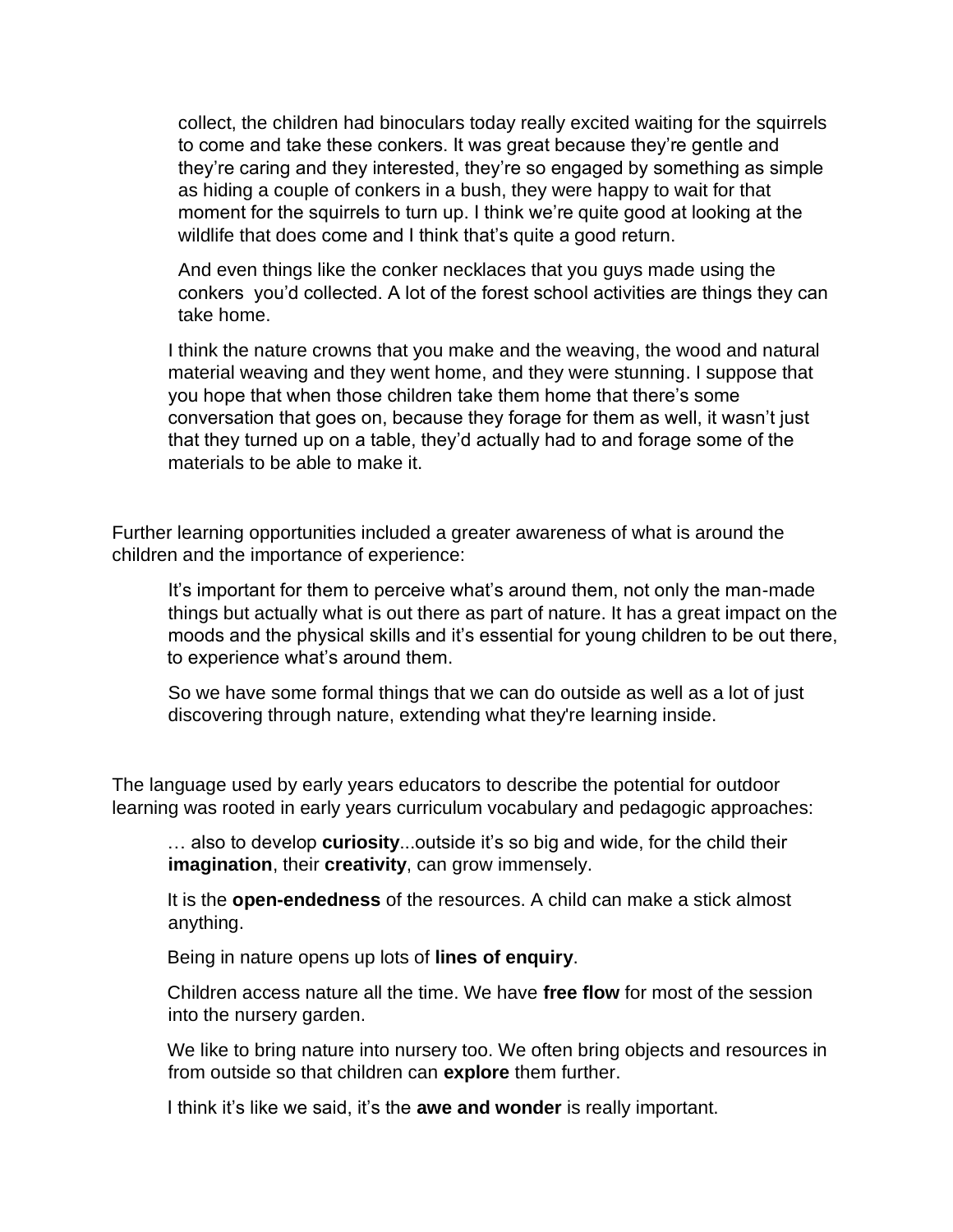> collect, the children had binoculars today really excited waiting for the squirrels to come and take these conkers. It was great because they're gentle and they're caring and they interested, they're so engaged by something as simple as hiding a couple of conkers in a bush, they were happy to wait for that moment for the squirrels to turn up. I think we're quite good at looking at the wildlife that does come and I think that's quite a good return.
>
> And even things like the conker necklaces that you guys made using the conkers you'd collected. A lot of the forest school activities are things they can take home.
>
> I think the nature crowns that you make and the weaving, the wood and natural material weaving and they went home, and they were stunning. I suppose that you hope that when those children take them home that there's some conversation that goes on, because they forage for them as well, it wasn't just that they turned up on a table, they'd actually had to and forage some of the materials to be able to make it.

Further learning opportunities included a greater awareness of what is around the children and the importance of experience:

> It's important for them to perceive what's around them, not only the man-made things but actually what is out there as part of nature. It has a great impact on the moods and the physical skills and it's essential for young children to be out there, to experience what's around them.
>
> So we have some formal things that we can do outside as well as a lot of just discovering through nature, extending what they're learning inside.

The language used by early years educators to describe the potential for outdoor learning was rooted in early years curriculum vocabulary and pedagogic approaches:

> … also to develop **curiosity**...outside it's so big and wide, for the child their **imagination**, their **creativity**, can grow immensely.
>
> It is the **open-endedness** of the resources. A child can make a stick almost anything.
>
> Being in nature opens up lots of **lines of enquiry**.
>
> Children access nature all the time. We have **free flow** for most of the session into the nursery garden.
>
> We like to bring nature into nursery too. We often bring objects and resources in from outside so that children can **explore** them further.
>
> I think it's like we said, it's the **awe and wonder** is really important.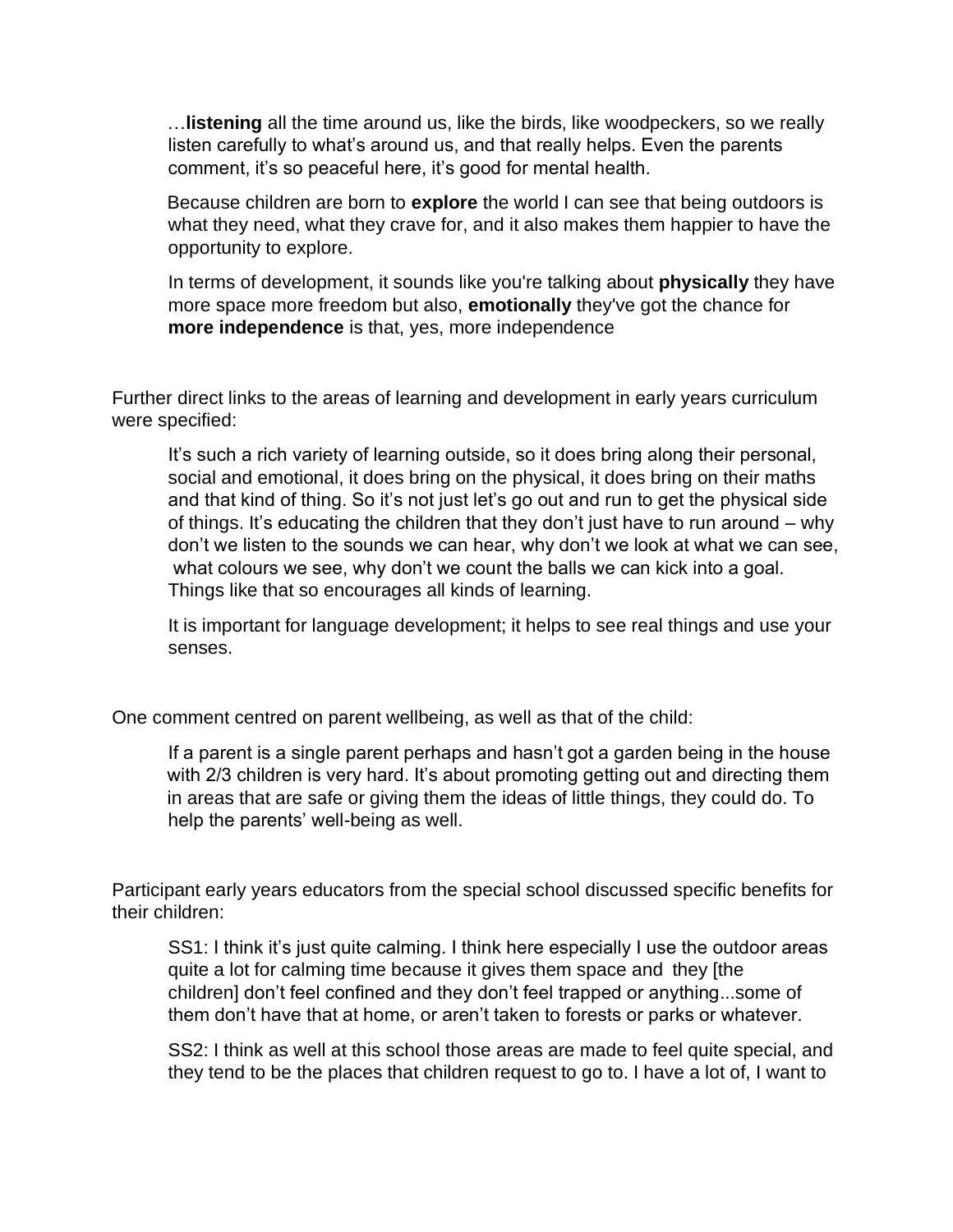> …**listening** all the time around us, like the birds, like woodpeckers, so we really listen carefully to what's around us, and that really helps. Even the parents comment, it's so peaceful here, it's good for mental health.
>
> Because children are born to **explore** the world I can see that being outdoors is what they need, what they crave for, and it also makes them happier to have the opportunity to explore.
>
> In terms of development, it sounds like you're talking about **physically** they have more space more freedom but also, **emotionally** they've got the chance for **more independence** is that, yes, more independence

Further direct links to the areas of learning and development in early years curriculum were specified:

> It's such a rich variety of learning outside, so it does bring along their personal, social and emotional, it does bring on the physical, it does bring on their maths and that kind of thing. So it's not just let's go out and run to get the physical side of things. It's educating the children that they don't just have to run around – why don't we listen to the sounds we can hear, why don't we look at what we can see, what colours we see, why don't we count the balls we can kick into a goal. Things like that so encourages all kinds of learning.
>
> It is important for language development; it helps to see real things and use your senses.

One comment centred on parent wellbeing, as well as that of the child:

> If a parent is a single parent perhaps and hasn't got a garden being in the house with 2/3 children is very hard. It's about promoting getting out and directing them in areas that are safe or giving them the ideas of little things, they could do. To help the parents' well-being as well.

Participant early years educators from the special school discussed specific benefits for their children:

> SS1: I think it's just quite calming. I think here especially I use the outdoor areas quite a lot for calming time because it gives them space and they [the children] don't feel confined and they don't feel trapped or anything...some of them don't have that at home, or aren't taken to forests or parks or whatever.
>
> SS2: I think as well at this school those areas are made to feel quite special, and they tend to be the places that children request to go to. I have a lot of, I want to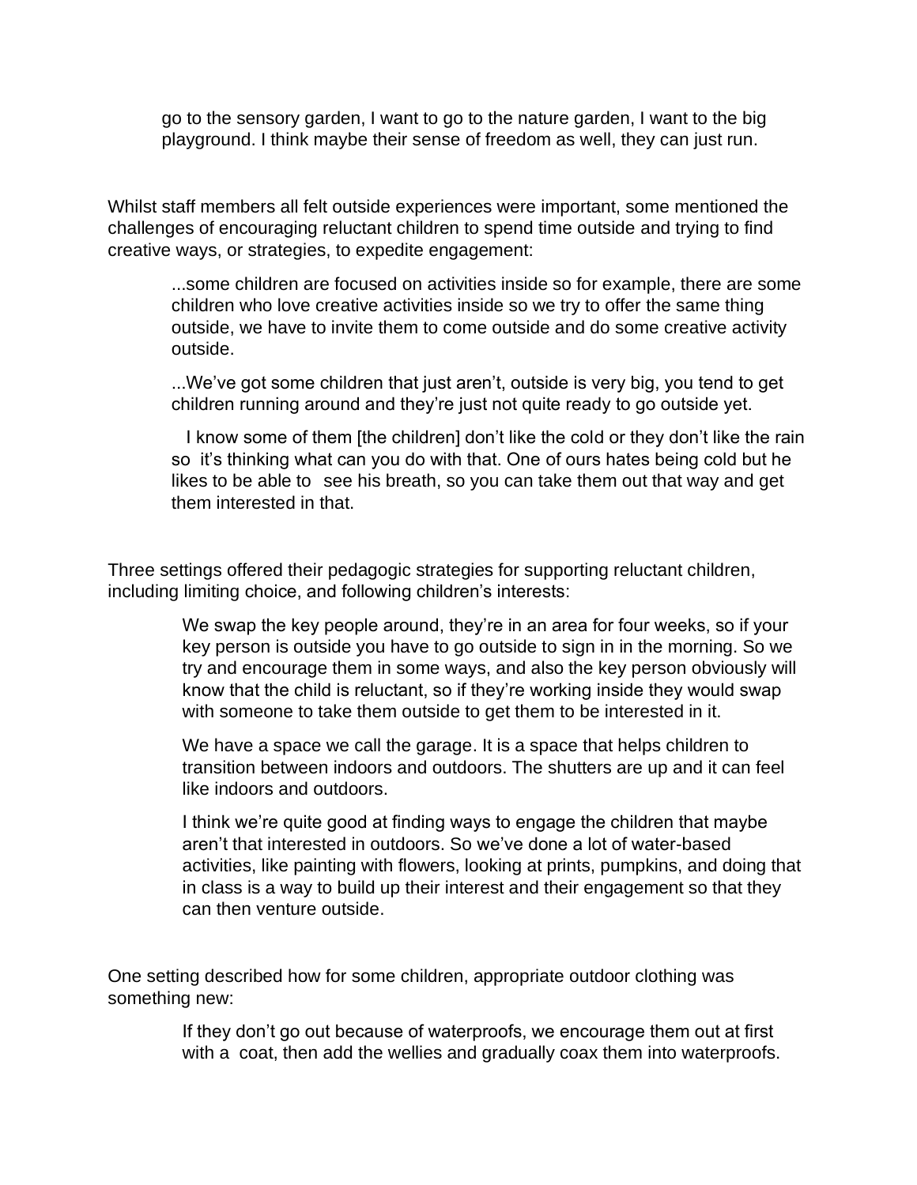> go to the sensory garden, I want to go to the nature garden, I want to the big playground. I think maybe their sense of freedom as well, they can just run.

Whilst staff members all felt outside experiences were important, some mentioned the challenges of encouraging reluctant children to spend time outside and trying to find creative ways, or strategies, to expedite engagement:

> ...some children are focused on activities inside so for example, there are some children who love creative activities inside so we try to offer the same thing outside, we have to invite them to come outside and do some creative activity outside.
>
> ...We've got some children that just aren't, outside is very big, you tend to get children running around and they're just not quite ready to go outside yet.
>
> I know some of them [the children] don't like the cold or they don't like the rain so it's thinking what can you do with that. One of ours hates being cold but he likes to be able to see his breath, so you can take them out that way and get them interested in that.

Three settings offered their pedagogic strategies for supporting reluctant children, including limiting choice, and following children's interests:

> We swap the key people around, they're in an area for four weeks, so if your key person is outside you have to go outside to sign in in the morning. So we try and encourage them in some ways, and also the key person obviously will know that the child is reluctant, so if they're working inside they would swap with someone to take them outside to get them to be interested in it.
>
> We have a space we call the garage. It is a space that helps children to transition between indoors and outdoors. The shutters are up and it can feel like indoors and outdoors.
>
> I think we're quite good at finding ways to engage the children that maybe aren't that interested in outdoors. So we've done a lot of water-based activities, like painting with flowers, looking at prints, pumpkins, and doing that in class is a way to build up their interest and their engagement so that they can then venture outside.

One setting described how for some children, appropriate outdoor clothing was something new:

> If they don't go out because of waterproofs, we encourage them out at first with a coat, then add the wellies and gradually coax them into waterproofs.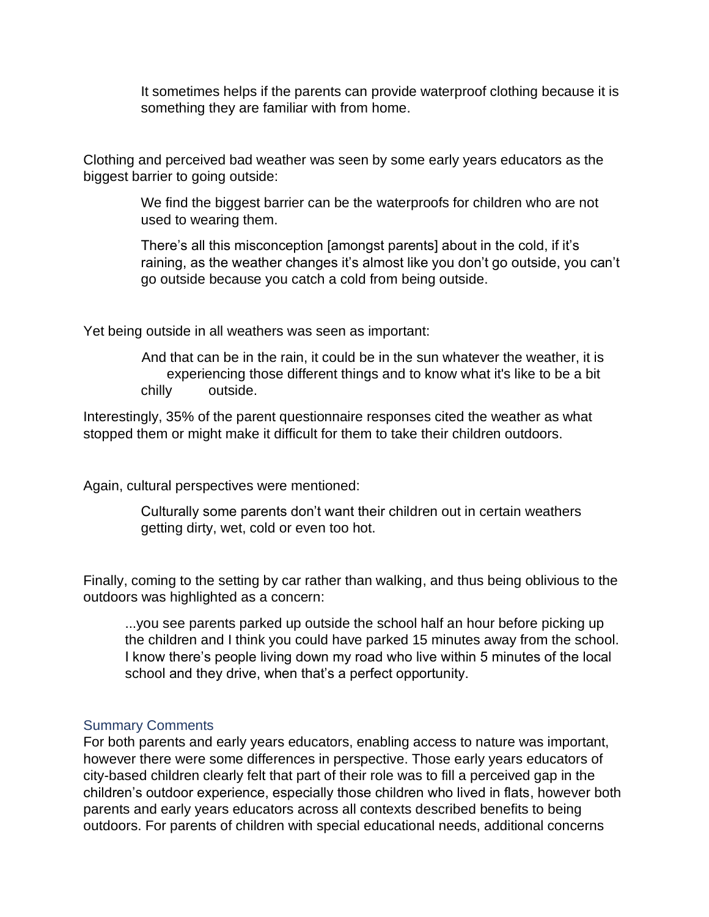> It sometimes helps if the parents can provide waterproof clothing because it is something they are familiar with from home.

Clothing and perceived bad weather was seen by some early years educators as the biggest barrier to going outside:

> We find the biggest barrier can be the waterproofs for children who are not used to wearing them.
>
> There's all this misconception [amongst parents] about in the cold, if it's raining, as the weather changes it's almost like you don't go outside, you can't go outside because you catch a cold from being outside.

Yet being outside in all weathers was seen as important:

> And that can be in the rain, it could be in the sun whatever the weather, it is experiencing those different things and to know what it's like to be a bit chilly outside.

Interestingly, 35% of the parent questionnaire responses cited the weather as what stopped them or might make it difficult for them to take their children outdoors.

Again, cultural perspectives were mentioned:

> Culturally some parents don't want their children out in certain weathers getting dirty, wet, cold or even too hot.

Finally, coming to the setting by car rather than walking, and thus being oblivious to the outdoors was highlighted as a concern:

> ...you see parents parked up outside the school half an hour before picking up the children and I think you could have parked 15 minutes away from the school. I know there's people living down my road who live within 5 minutes of the local school and they drive, when that's a perfect opportunity.

### Summary Comments

For both parents and early years educators, enabling access to nature was important, however there were some differences in perspective. Those early years educators of city-based children clearly felt that part of their role was to fill a perceived gap in the children's outdoor experience, especially those children who lived in flats, however both parents and early years educators across all contexts described benefits to being outdoors. For parents of children with special educational needs, additional concerns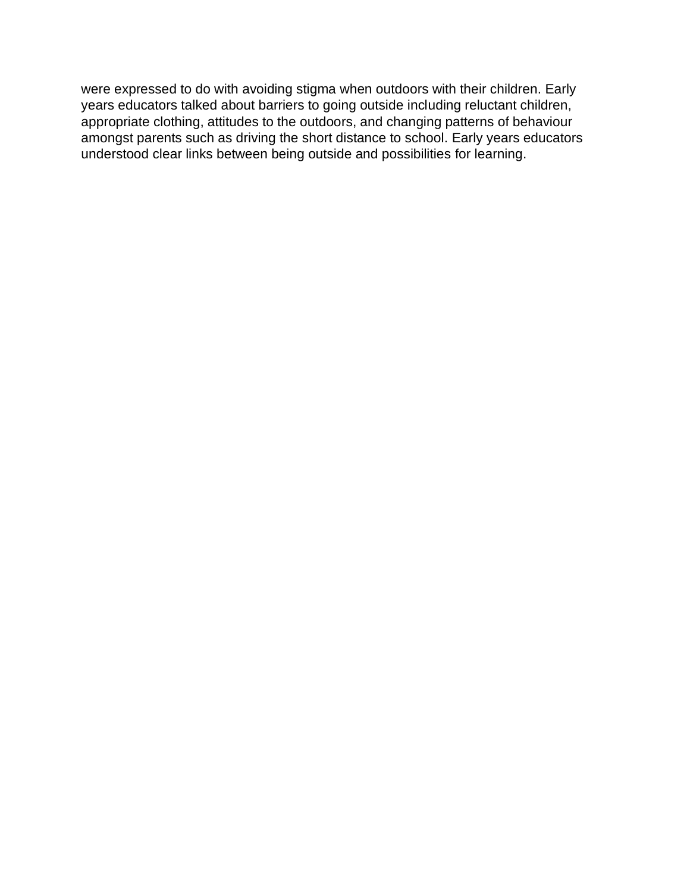were expressed to do with avoiding stigma when outdoors with their children. Early years educators talked about barriers to going outside including reluctant children, appropriate clothing, attitudes to the outdoors, and changing patterns of behaviour amongst parents such as driving the short distance to school. Early years educators understood clear links between being outside and possibilities for learning.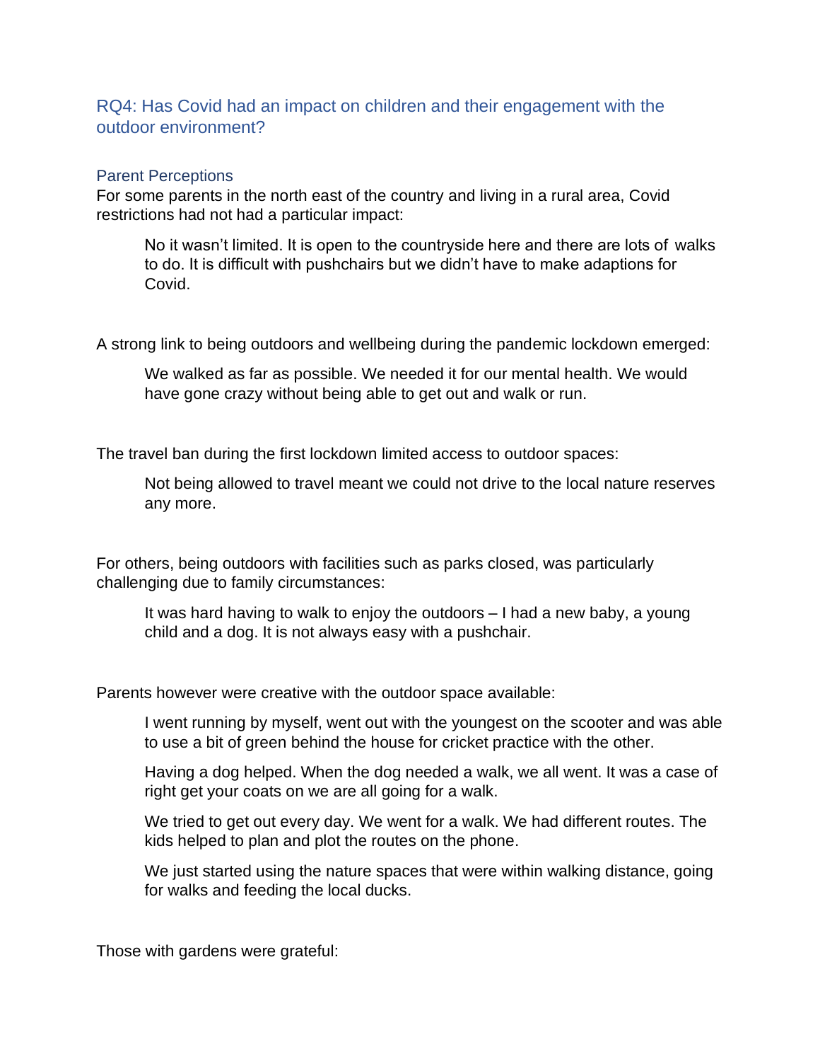## RQ4: Has Covid had an impact on children and their engagement with the outdoor environment?

### Parent Perceptions

For some parents in the north east of the country and living in a rural area, Covid restrictions had not had a particular impact:

> No it wasn't limited. It is open to the countryside here and there are lots of walks to do. It is difficult with pushchairs but we didn't have to make adaptions for Covid.

A strong link to being outdoors and wellbeing during the pandemic lockdown emerged:

> We walked as far as possible. We needed it for our mental health. We would have gone crazy without being able to get out and walk or run.

The travel ban during the first lockdown limited access to outdoor spaces:

> Not being allowed to travel meant we could not drive to the local nature reserves any more.

For others, being outdoors with facilities such as parks closed, was particularly challenging due to family circumstances:

> It was hard having to walk to enjoy the outdoors – I had a new baby, a young child and a dog. It is not always easy with a pushchair.

Parents however were creative with the outdoor space available:

> I went running by myself, went out with the youngest on the scooter and was able to use a bit of green behind the house for cricket practice with the other.
>
> Having a dog helped. When the dog needed a walk, we all went. It was a case of right get your coats on we are all going for a walk.
>
> We tried to get out every day. We went for a walk. We had different routes. The kids helped to plan and plot the routes on the phone.
>
> We just started using the nature spaces that were within walking distance, going for walks and feeding the local ducks.

Those with gardens were grateful: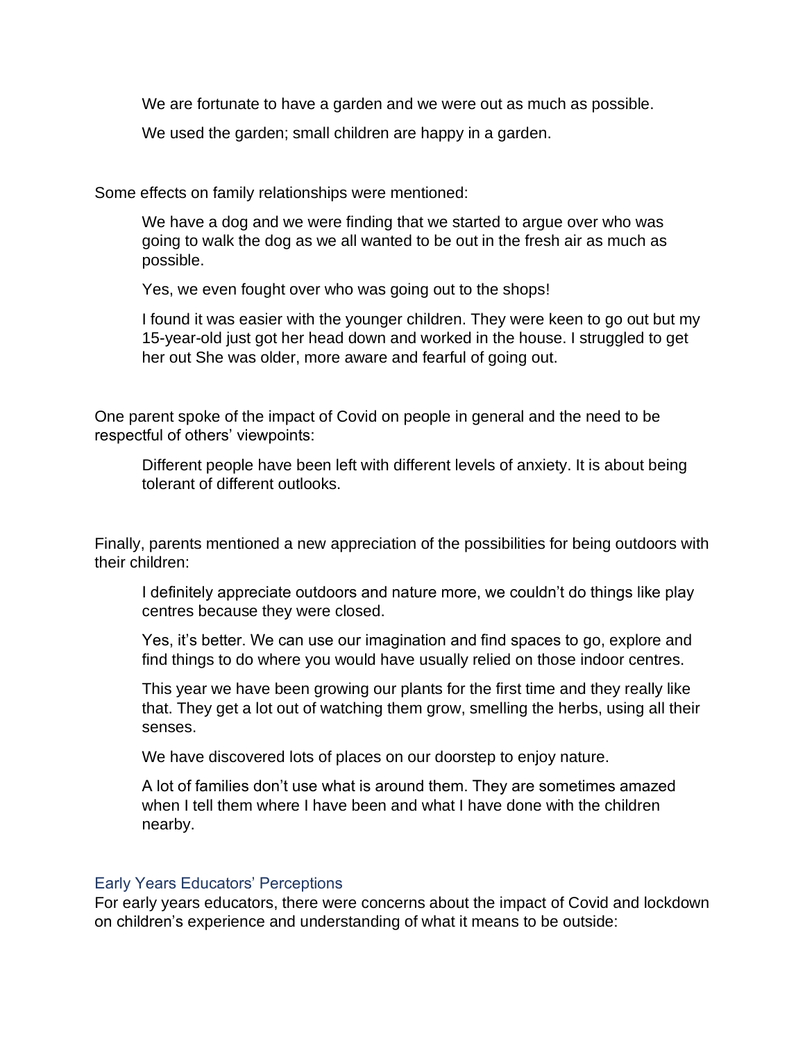> We are fortunate to have a garden and we were out as much as possible.
>
> We used the garden; small children are happy in a garden.

Some effects on family relationships were mentioned:

> We have a dog and we were finding that we started to argue over who was going to walk the dog as we all wanted to be out in the fresh air as much as possible.
>
> Yes, we even fought over who was going out to the shops!
>
> I found it was easier with the younger children. They were keen to go out but my 15-year-old just got her head down and worked in the house. I struggled to get her out She was older, more aware and fearful of going out.

One parent spoke of the impact of Covid on people in general and the need to be respectful of others' viewpoints:

> Different people have been left with different levels of anxiety. It is about being tolerant of different outlooks.

Finally, parents mentioned a new appreciation of the possibilities for being outdoors with their children:

> I definitely appreciate outdoors and nature more, we couldn't do things like play centres because they were closed.
>
> Yes, it's better. We can use our imagination and find spaces to go, explore and find things to do where you would have usually relied on those indoor centres.
>
> This year we have been growing our plants for the first time and they really like that. They get a lot out of watching them grow, smelling the herbs, using all their senses.
>
> We have discovered lots of places on our doorstep to enjoy nature.
>
> A lot of families don't use what is around them. They are sometimes amazed when I tell them where I have been and what I have done with the children nearby.

### Early Years Educators' Perceptions

For early years educators, there were concerns about the impact of Covid and lockdown on children's experience and understanding of what it means to be outside: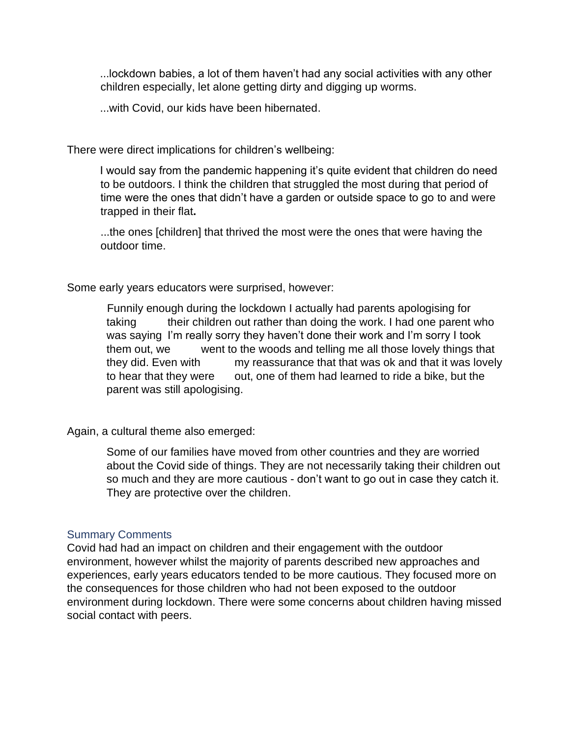> ...lockdown babies, a lot of them haven't had any social activities with any other children especially, let alone getting dirty and digging up worms.
>
> ...with Covid, our kids have been hibernated.

There were direct implications for children's wellbeing:

> I would say from the pandemic happening it's quite evident that children do need to be outdoors. I think the children that struggled the most during that period of time were the ones that didn't have a garden or outside space to go to and were trapped in their flat.
>
> ...the ones [children] that thrived the most were the ones that were having the outdoor time.

Some early years educators were surprised, however:

> Funnily enough during the lockdown I actually had parents apologising for taking their children out rather than doing the work. I had one parent who was saying I'm really sorry they haven't done their work and I'm sorry I took them out, we went to the woods and telling me all those lovely things that they did. Even with my reassurance that that was ok and that it was lovely to hear that they were out, one of them had learned to ride a bike, but the parent was still apologising.

Again, a cultural theme also emerged:

> Some of our families have moved from other countries and they are worried about the Covid side of things. They are not necessarily taking their children out so much and they are more cautious - don't want to go out in case they catch it. They are protective over the children.

### Summary Comments

Covid had had an impact on children and their engagement with the outdoor environment, however whilst the majority of parents described new approaches and experiences, early years educators tended to be more cautious. They focused more on the consequences for those children who had not been exposed to the outdoor environment during lockdown. There were some concerns about children having missed social contact with peers.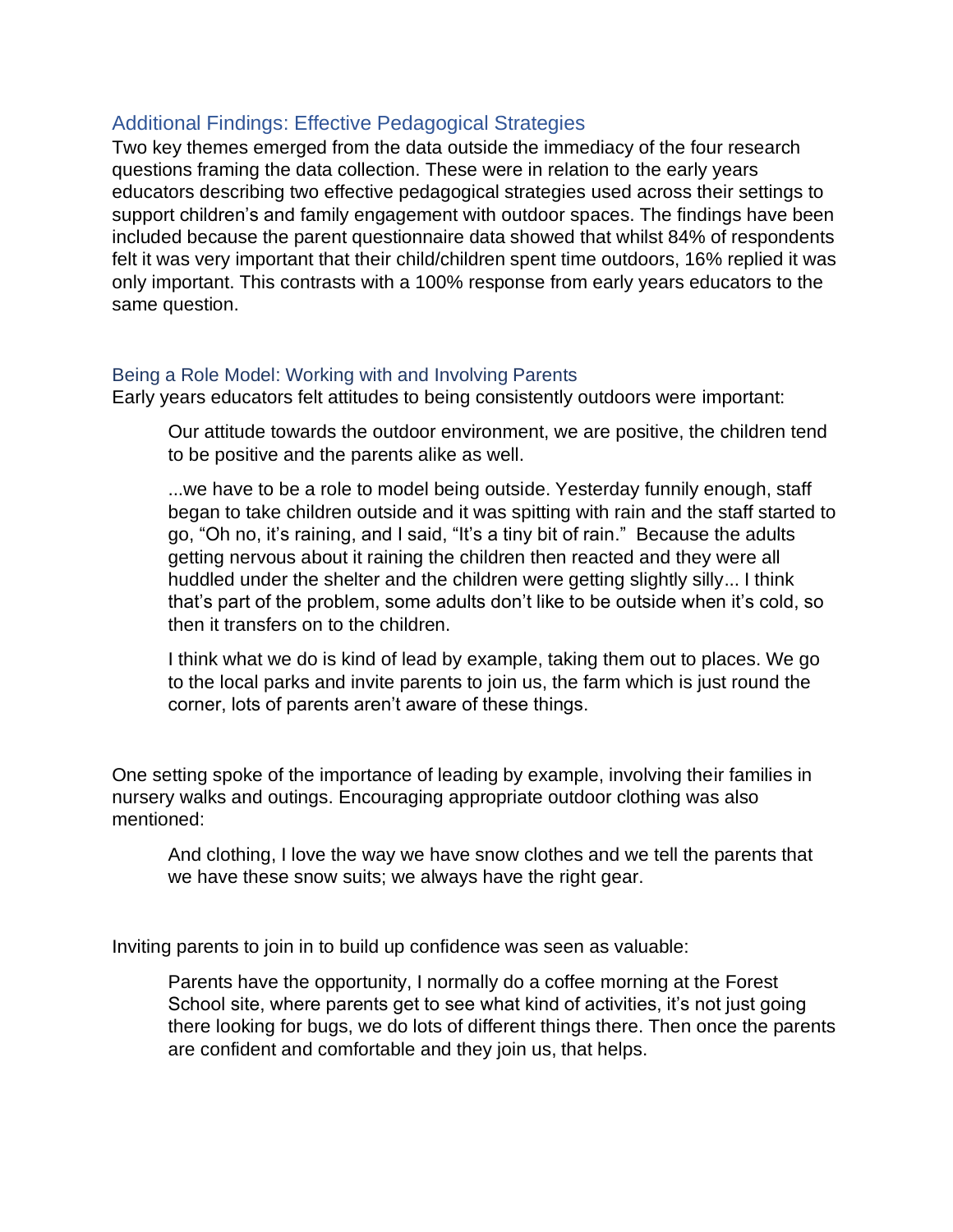## Additional Findings: Effective Pedagogical Strategies

Two key themes emerged from the data outside the immediacy of the four research questions framing the data collection. These were in relation to the early years educators describing two effective pedagogical strategies used across their settings to support children's and family engagement with outdoor spaces. The findings have been included because the parent questionnaire data showed that whilst 84% of respondents felt it was very important that their child/children spent time outdoors, 16% replied it was only important. This contrasts with a 100% response from early years educators to the same question.

### Being a Role Model: Working with and Involving Parents

Early years educators felt attitudes to being consistently outdoors were important:

> Our attitude towards the outdoor environment, we are positive, the children tend to be positive and the parents alike as well.
>
> ...we have to be a role to model being outside. Yesterday funnily enough, staff began to take children outside and it was spitting with rain and the staff started to go, "Oh no, it's raining, and I said, "It's a tiny bit of rain." Because the adults getting nervous about it raining the children then reacted and they were all huddled under the shelter and the children were getting slightly silly... I think that's part of the problem, some adults don't like to be outside when it's cold, so then it transfers on to the children.
>
> I think what we do is kind of lead by example, taking them out to places. We go to the local parks and invite parents to join us, the farm which is just round the corner, lots of parents aren't aware of these things.

One setting spoke of the importance of leading by example, involving their families in nursery walks and outings. Encouraging appropriate outdoor clothing was also mentioned:

> And clothing, I love the way we have snow clothes and we tell the parents that we have these snow suits; we always have the right gear.

Inviting parents to join in to build up confidence was seen as valuable:

> Parents have the opportunity, I normally do a coffee morning at the Forest School site, where parents get to see what kind of activities, it's not just going there looking for bugs, we do lots of different things there. Then once the parents are confident and comfortable and they join us, that helps.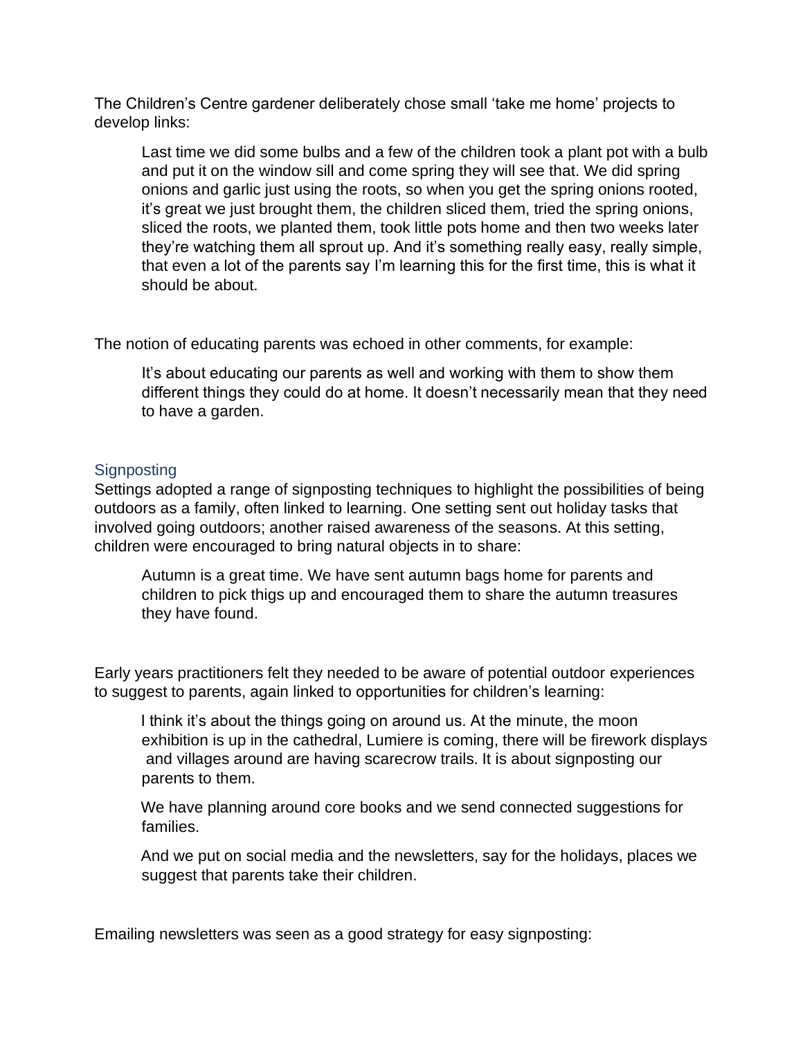The Children's Centre gardener deliberately chose small 'take me home' projects to develop links:

> Last time we did some bulbs and a few of the children took a plant pot with a bulb and put it on the window sill and come spring they will see that. We did spring onions and garlic just using the roots, so when you get the spring onions rooted, it's great we just brought them, the children sliced them, tried the spring onions, sliced the roots, we planted them, took little pots home and then two weeks later they're watching them all sprout up. And it's something really easy, really simple, that even a lot of the parents say I'm learning this for the first time, this is what it should be about.

The notion of educating parents was echoed in other comments, for example:

> It's about educating our parents as well and working with them to show them different things they could do at home. It doesn't necessarily mean that they need to have a garden.

### Signposting

Settings adopted a range of signposting techniques to highlight the possibilities of being outdoors as a family, often linked to learning. One setting sent out holiday tasks that involved going outdoors; another raised awareness of the seasons. At this setting, children were encouraged to bring natural objects in to share:

> Autumn is a great time. We have sent autumn bags home for parents and children to pick thigs up and encouraged them to share the autumn treasures they have found.

Early years practitioners felt they needed to be aware of potential outdoor experiences to suggest to parents, again linked to opportunities for children's learning:

> I think it's about the things going on around us. At the minute, the moon exhibition is up in the cathedral, Lumiere is coming, there will be firework displays and villages around are having scarecrow trails. It is about signposting our parents to them.
>
> We have planning around core books and we send connected suggestions for families.
>
> And we put on social media and the newsletters, say for the holidays, places we suggest that parents take their children.

Emailing newsletters was seen as a good strategy for easy signposting: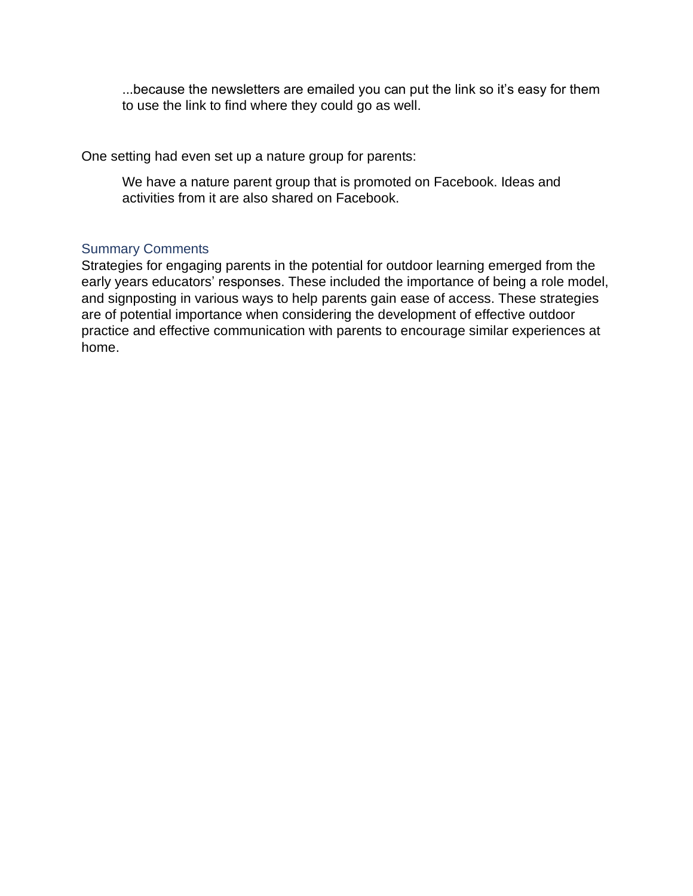> ...because the newsletters are emailed you can put the link so it's easy for them to use the link to find where they could go as well.

One setting had even set up a nature group for parents:

> We have a nature parent group that is promoted on Facebook. Ideas and activities from it are also shared on Facebook.

### Summary Comments

Strategies for engaging parents in the potential for outdoor learning emerged from the early years educators' responses. These included the importance of being a role model, and signposting in various ways to help parents gain ease of access. These strategies are of potential importance when considering the development of effective outdoor practice and effective communication with parents to encourage similar experiences at home.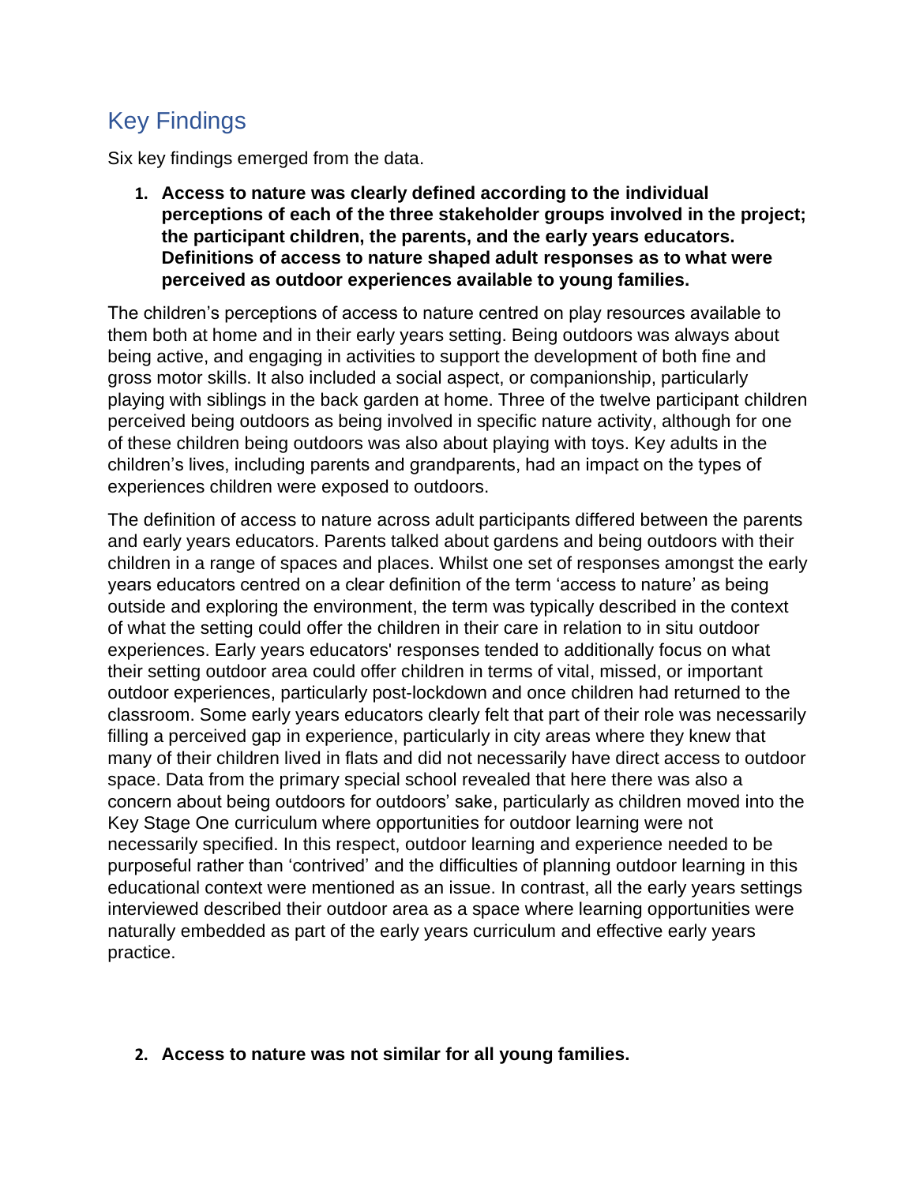## Key Findings

Six key findings emerged from the data.

1. **Access to nature was clearly defined according to the individual perceptions of each of the three stakeholder groups involved in the project; the participant children, the parents, and the early years educators. Definitions of access to nature shaped adult responses as to what were perceived as outdoor experiences available to young families.**

The children's perceptions of access to nature centred on play resources available to them both at home and in their early years setting. Being outdoors was always about being active, and engaging in activities to support the development of both fine and gross motor skills. It also included a social aspect, or companionship, particularly playing with siblings in the back garden at home. Three of the twelve participant children perceived being outdoors as being involved in specific nature activity, although for one of these children being outdoors was also about playing with toys. Key adults in the children's lives, including parents and grandparents, had an impact on the types of experiences children were exposed to outdoors.

The definition of access to nature across adult participants differed between the parents and early years educators. Parents talked about gardens and being outdoors with their children in a range of spaces and places. Whilst one set of responses amongst the early years educators centred on a clear definition of the term 'access to nature' as being outside and exploring the environment, the term was typically described in the context of what the setting could offer the children in their care in relation to in situ outdoor experiences. Early years educators' responses tended to additionally focus on what their setting outdoor area could offer children in terms of vital, missed, or important outdoor experiences, particularly post-lockdown and once children had returned to the classroom. Some early years educators clearly felt that part of their role was necessarily filling a perceived gap in experience, particularly in city areas where they knew that many of their children lived in flats and did not necessarily have direct access to outdoor space. Data from the primary special school revealed that here there was also a concern about being outdoors for outdoors' sake, particularly as children moved into the Key Stage One curriculum where opportunities for outdoor learning were not necessarily specified. In this respect, outdoor learning and experience needed to be purposeful rather than 'contrived' and the difficulties of planning outdoor learning in this educational context were mentioned as an issue. In contrast, all the early years settings interviewed described their outdoor area as a space where learning opportunities were naturally embedded as part of the early years curriculum and effective early years practice.

2. **Access to nature was not similar for all young families.**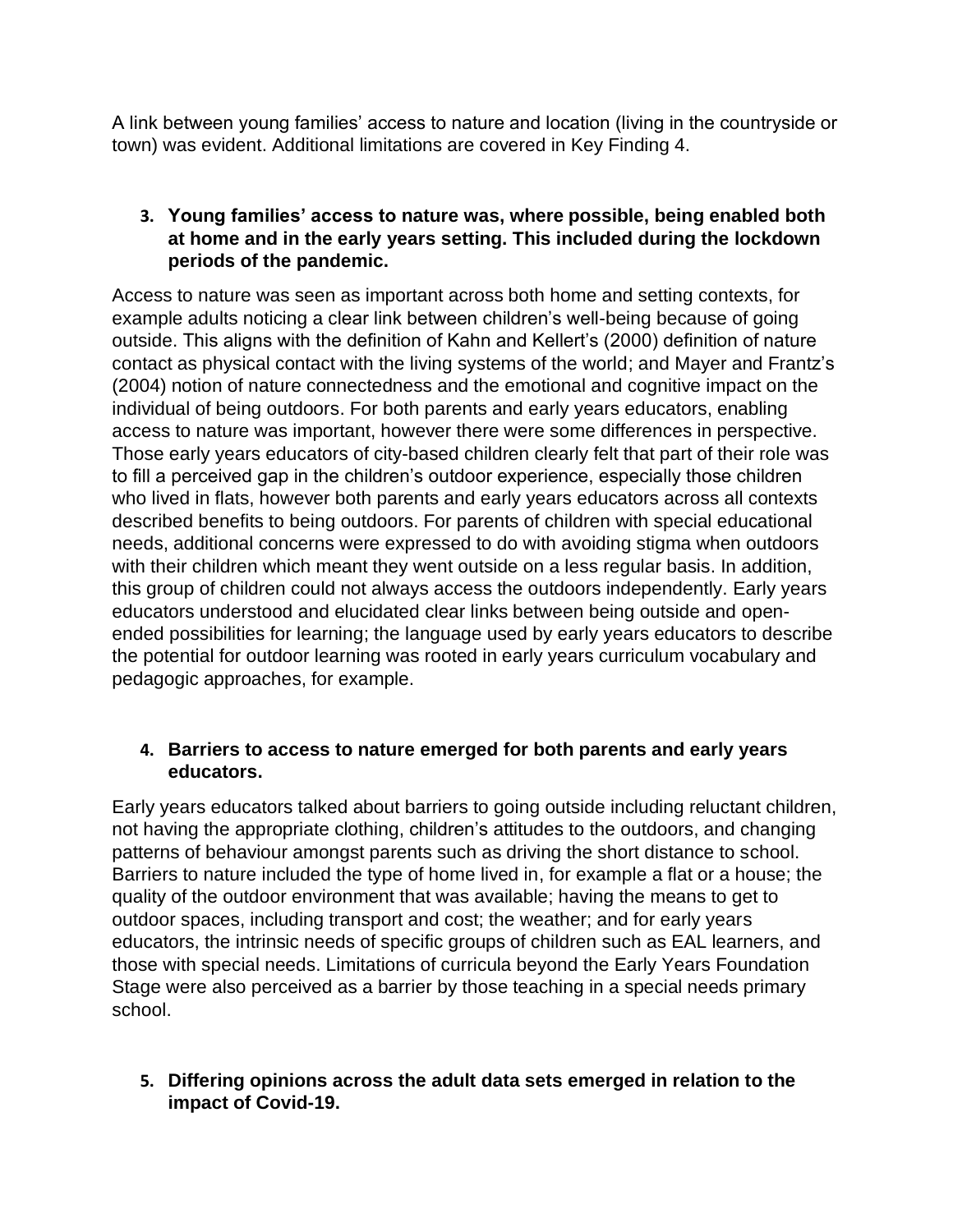A link between young families' access to nature and location (living in the countryside or town) was evident. Additional limitations are covered in Key Finding 4.

3. **Young families' access to nature was, where possible, being enabled both at home and in the early years setting. This included during the lockdown periods of the pandemic.**

Access to nature was seen as important across both home and setting contexts, for example adults noticing a clear link between children's well-being because of going outside. This aligns with the definition of Kahn and Kellert's (2000) definition of nature contact as physical contact with the living systems of the world; and Mayer and Frantz's (2004) notion of nature connectedness and the emotional and cognitive impact on the individual of being outdoors. For both parents and early years educators, enabling access to nature was important, however there were some differences in perspective. Those early years educators of city-based children clearly felt that part of their role was to fill a perceived gap in the children's outdoor experience, especially those children who lived in flats, however both parents and early years educators across all contexts described benefits to being outdoors. For parents of children with special educational needs, additional concerns were expressed to do with avoiding stigma when outdoors with their children which meant they went outside on a less regular basis. In addition, this group of children could not always access the outdoors independently. Early years educators understood and elucidated clear links between being outside and open-ended possibilities for learning; the language used by early years educators to describe the potential for outdoor learning was rooted in early years curriculum vocabulary and pedagogic approaches, for example.

4. **Barriers to access to nature emerged for both parents and early years educators.**

Early years educators talked about barriers to going outside including reluctant children, not having the appropriate clothing, children's attitudes to the outdoors, and changing patterns of behaviour amongst parents such as driving the short distance to school. Barriers to nature included the type of home lived in, for example a flat or a house; the quality of the outdoor environment that was available; having the means to get to outdoor spaces, including transport and cost; the weather; and for early years educators, the intrinsic needs of specific groups of children such as EAL learners, and those with special needs. Limitations of curricula beyond the Early Years Foundation Stage were also perceived as a barrier by those teaching in a special needs primary school.

5. **Differing opinions across the adult data sets emerged in relation to the impact of Covid-19.**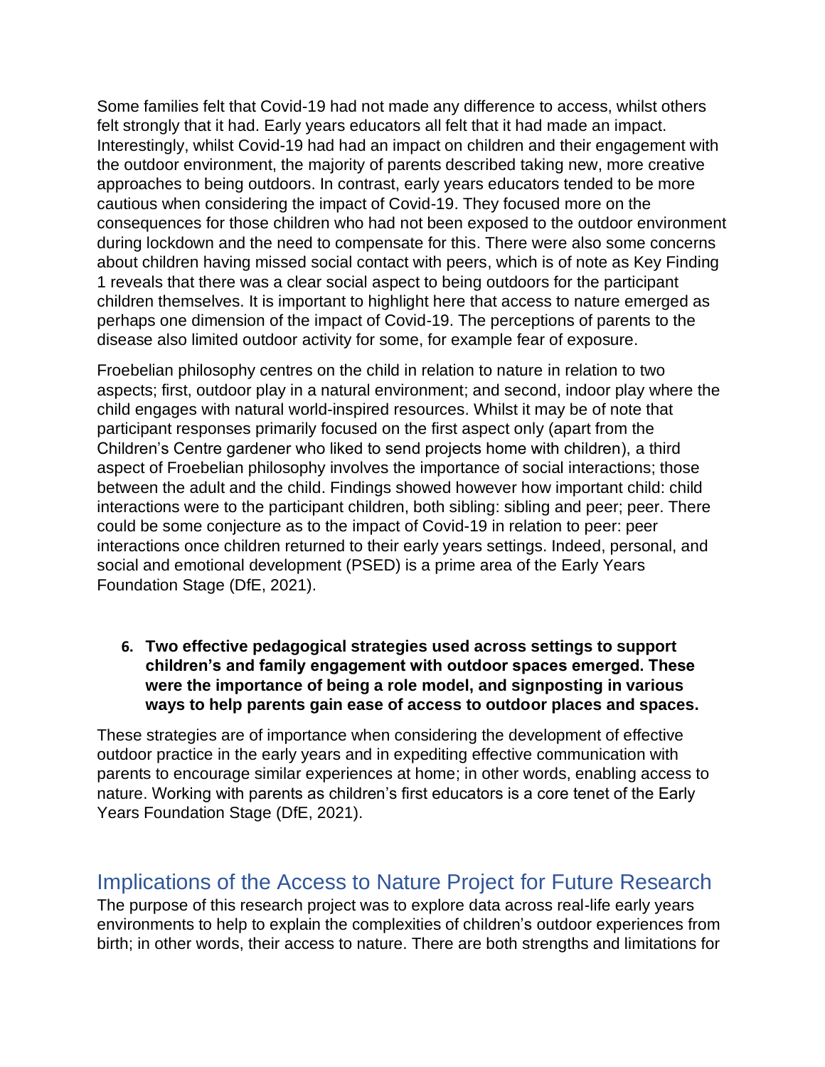Some families felt that Covid-19 had not made any difference to access, whilst others felt strongly that it had. Early years educators all felt that it had made an impact. Interestingly, whilst Covid-19 had had an impact on children and their engagement with the outdoor environment, the majority of parents described taking new, more creative approaches to being outdoors. In contrast, early years educators tended to be more cautious when considering the impact of Covid-19. They focused more on the consequences for those children who had not been exposed to the outdoor environment during lockdown and the need to compensate for this. There were also some concerns about children having missed social contact with peers, which is of note as Key Finding 1 reveals that there was a clear social aspect to being outdoors for the participant children themselves. It is important to highlight here that access to nature emerged as perhaps one dimension of the impact of Covid-19. The perceptions of parents to the disease also limited outdoor activity for some, for example fear of exposure.

Froebelian philosophy centres on the child in relation to nature in relation to two aspects; first, outdoor play in a natural environment; and second, indoor play where the child engages with natural world-inspired resources. Whilst it may be of note that participant responses primarily focused on the first aspect only (apart from the Children's Centre gardener who liked to send projects home with children), a third aspect of Froebelian philosophy involves the importance of social interactions; those between the adult and the child. Findings showed however how important child: child interactions were to the participant children, both sibling: sibling and peer; peer. There could be some conjecture as to the impact of Covid-19 in relation to peer: peer interactions once children returned to their early years settings. Indeed, personal, and social and emotional development (PSED) is a prime area of the Early Years Foundation Stage (DfE, 2021).

6. **Two effective pedagogical strategies used across settings to support children's and family engagement with outdoor spaces emerged. These were the importance of being a role model, and signposting in various ways to help parents gain ease of access to outdoor places and spaces.**

These strategies are of importance when considering the development of effective outdoor practice in the early years and in expediting effective communication with parents to encourage similar experiences at home; in other words, enabling access to nature. Working with parents as children's first educators is a core tenet of the Early Years Foundation Stage (DfE, 2021).

## Implications of the Access to Nature Project for Future Research

The purpose of this research project was to explore data across real-life early years environments to help to explain the complexities of children's outdoor experiences from birth; in other words, their access to nature. There are both strengths and limitations for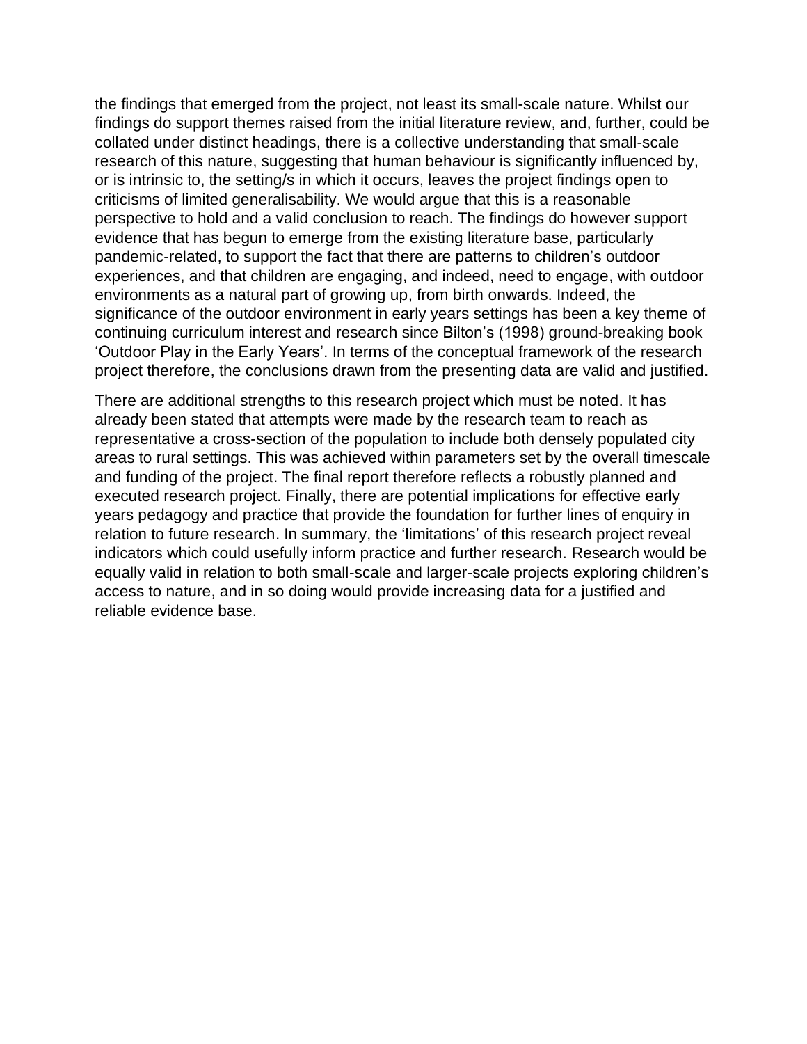the findings that emerged from the project, not least its small-scale nature. Whilst our findings do support themes raised from the initial literature review, and, further, could be collated under distinct headings, there is a collective understanding that small-scale research of this nature, suggesting that human behaviour is significantly influenced by, or is intrinsic to, the setting/s in which it occurs, leaves the project findings open to criticisms of limited generalisability. We would argue that this is a reasonable perspective to hold and a valid conclusion to reach. The findings do however support evidence that has begun to emerge from the existing literature base, particularly pandemic-related, to support the fact that there are patterns to children's outdoor experiences, and that children are engaging, and indeed, need to engage, with outdoor environments as a natural part of growing up, from birth onwards. Indeed, the significance of the outdoor environment in early years settings has been a key theme of continuing curriculum interest and research since Bilton's (1998) ground-breaking book 'Outdoor Play in the Early Years'. In terms of the conceptual framework of the research project therefore, the conclusions drawn from the presenting data are valid and justified.

There are additional strengths to this research project which must be noted. It has already been stated that attempts were made by the research team to reach as representative a cross-section of the population to include both densely populated city areas to rural settings. This was achieved within parameters set by the overall timescale and funding of the project. The final report therefore reflects a robustly planned and executed research project. Finally, there are potential implications for effective early years pedagogy and practice that provide the foundation for further lines of enquiry in relation to future research. In summary, the 'limitations' of this research project reveal indicators which could usefully inform practice and further research. Research would be equally valid in relation to both small-scale and larger-scale projects exploring children's access to nature, and in so doing would provide increasing data for a justified and reliable evidence base.